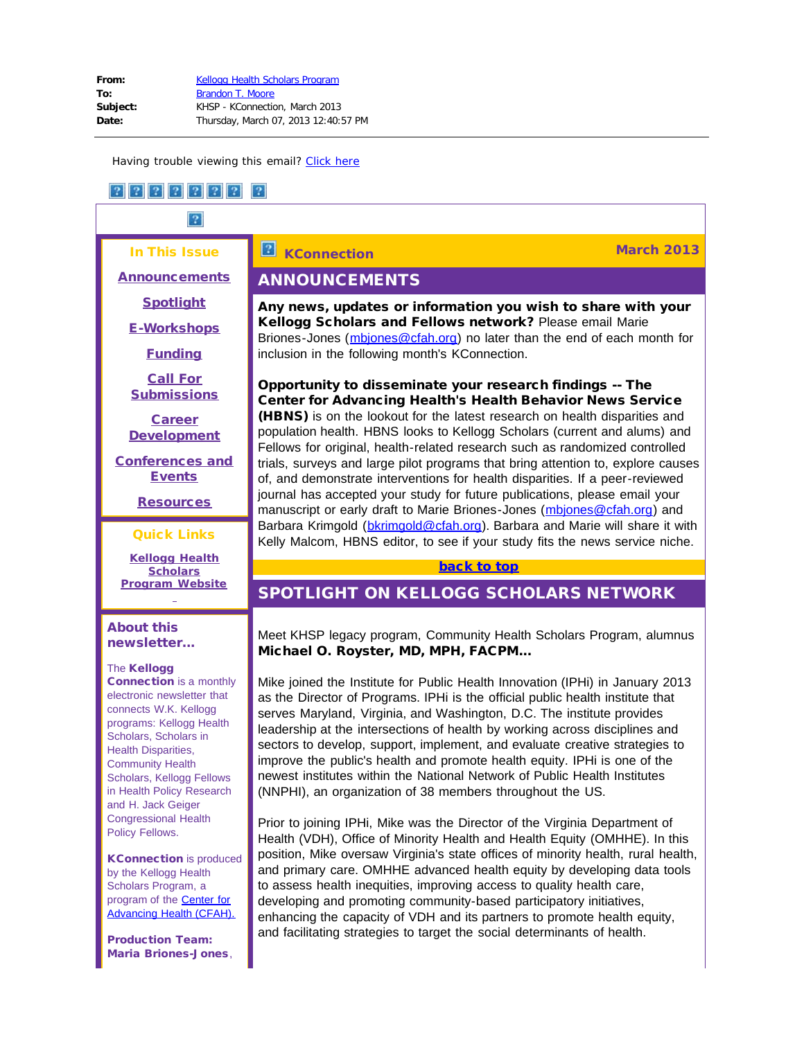| | |
|---|---|
| **From:** | Kellogg Health Scholars Program |
| **To:** | Brandon T. Moore |
| **Subject:** | KHSP - KConnection, March 2013 |
| **Date:** | Thursday, March 07, 2013 12:40:57 PM |

Having trouble viewing this email? Click here

**In This Issue**

Announcements

Spotlight

E-Workshops

Funding

Call For Submissions

Career Development

Conferences and Events

Resources

**Quick Links**

Kellogg Health Scholars Program Website

**About this newsletter...**

The **Kellogg Connection** is a monthly electronic newsletter that connects W.K. Kellogg programs: Kellogg Health Scholars, Scholars in Health Disparities, Community Health Scholars, Kellogg Fellows in Health Policy Research and H. Jack Geiger Congressional Health Policy Fellows.

**KConnection** is produced by the Kellogg Health Scholars Program, a program of the Center for Advancing Health (CFAH).

**Production Team:** **Maria Briones-Jones**,

**KConnection** — **March 2013**

## ANNOUNCEMENTS

**Any news, updates or information you wish to share with your Kellogg Scholars and Fellows network?** Please email Marie Briones-Jones (mbjones@cfah.org) no later than the end of each month for inclusion in the following month's KConnection.

**Opportunity to disseminate your research findings -- The Center for Advancing Health's Health Behavior News Service (HBNS)** is on the lookout for the latest research on health disparities and population health. HBNS looks to Kellogg Scholars (current and alums) and Fellows for original, health-related research such as randomized controlled trials, surveys and large pilot programs that bring attention to, explore causes of, and demonstrate interventions for health disparities. If a peer-reviewed journal has accepted your study for future publications, please email your manuscript or early draft to Marie Briones-Jones (mbjones@cfah.org) and Barbara Krimgold (bkrimgold@cfah.org). Barbara and Marie will share it with Kelly Malcom, HBNS editor, to see if your study fits the news service niche.

back to top

## SPOTLIGHT ON KELLOGG SCHOLARS NETWORK

Meet KHSP legacy program, Community Health Scholars Program, alumnus **Michael O. Royster, MD, MPH, FACPM...**

Mike joined the Institute for Public Health Innovation (IPHi) in January 2013 as the Director of Programs. IPHi is the official public health institute that serves Maryland, Virginia, and Washington, D.C. The institute provides leadership at the intersections of health by working across disciplines and sectors to develop, support, implement, and evaluate creative strategies to improve the public's health and promote health equity. IPHi is one of the newest institutes within the National Network of Public Health Institutes (NNPHI), an organization of 38 members throughout the US.

Prior to joining IPHi, Mike was the Director of the Virginia Department of Health (VDH), Office of Minority Health and Health Equity (OMHHE). In this position, Mike oversaw Virginia's state offices of minority health, rural health, and primary care. OMHHE advanced health equity by developing data tools to assess health inequities, improving access to quality health care, developing and promoting community-based participatory initiatives, enhancing the capacity of VDH and its partners to promote health equity, and facilitating strategies to target the social determinants of health.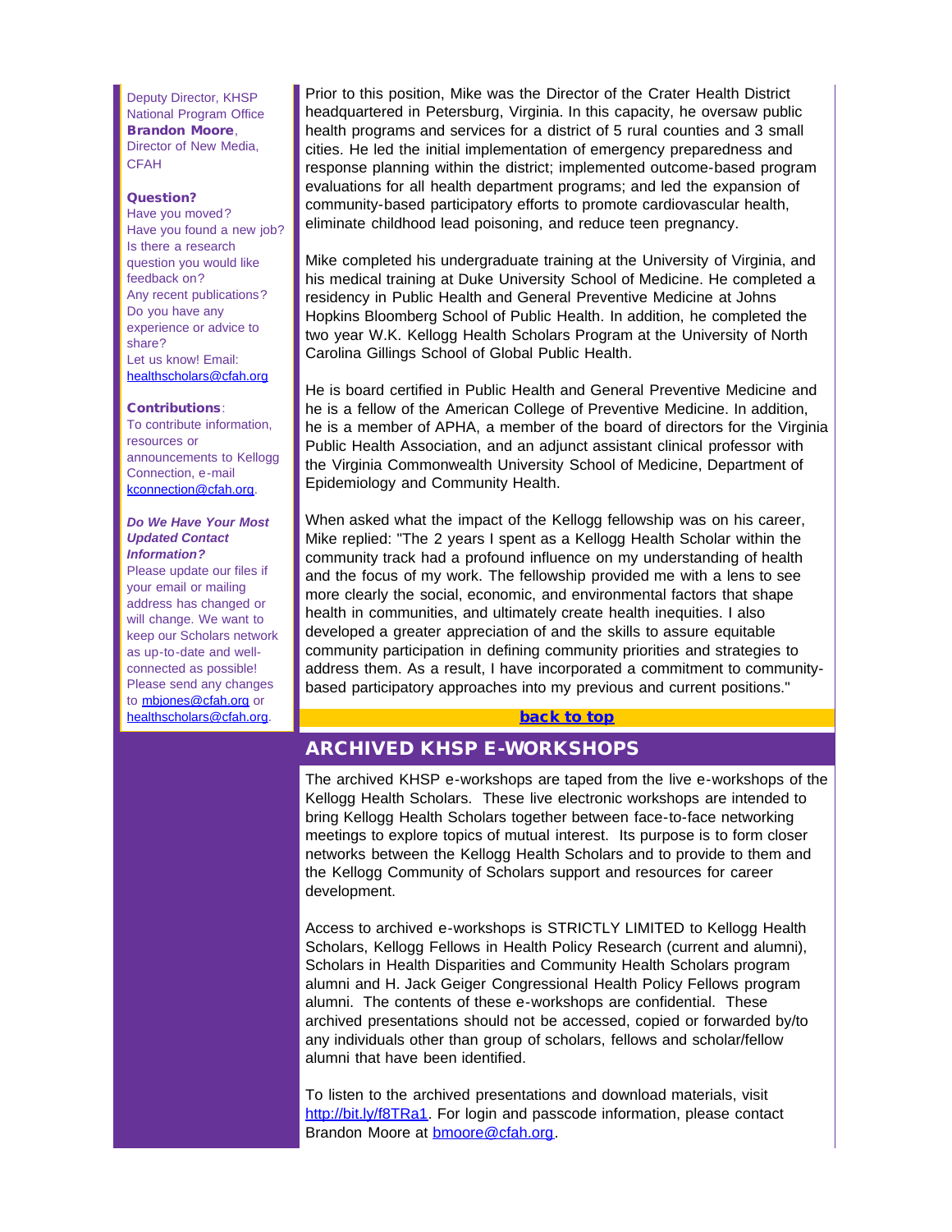Deputy Director, KHSP National Program Office
**Brandon Moore**, Director of New Media, CFAH

**Question?**
Have you moved?
Have you found a new job?
Is there a research question you would like feedback on?
Any recent publications?
Do you have any experience or advice to share?
Let us know! Email: healthscholars@cfah.org

**Contributions**:
To contribute information, resources or announcements to Kellogg Connection, e-mail kconnection@cfah.org.

***Do We Have Your Most Updated Contact Information?***
Please update our files if your email or mailing address has changed or will change. We want to keep our Scholars network as up-to-date and well-connected as possible! Please send any changes to mbjones@cfah.org or healthscholars@cfah.org.

Prior to this position, Mike was the Director of the Crater Health District headquartered in Petersburg, Virginia. In this capacity, he oversaw public health programs and services for a district of 5 rural counties and 3 small cities. He led the initial implementation of emergency preparedness and response planning within the district; implemented outcome-based program evaluations for all health department programs; and led the expansion of community-based participatory efforts to promote cardiovascular health, eliminate childhood lead poisoning, and reduce teen pregnancy.

Mike completed his undergraduate training at the University of Virginia, and his medical training at Duke University School of Medicine. He completed a residency in Public Health and General Preventive Medicine at Johns Hopkins Bloomberg School of Public Health. In addition, he completed the two year W.K. Kellogg Health Scholars Program at the University of North Carolina Gillings School of Global Public Health.

He is board certified in Public Health and General Preventive Medicine and he is a fellow of the American College of Preventive Medicine. In addition, he is a member of APHA, a member of the board of directors for the Virginia Public Health Association, and an adjunct assistant clinical professor with the Virginia Commonwealth University School of Medicine, Department of Epidemiology and Community Health.

When asked what the impact of the Kellogg fellowship was on his career, Mike replied: "The 2 years I spent as a Kellogg Health Scholar within the community track had a profound influence on my understanding of health and the focus of my work. The fellowship provided me with a lens to see more clearly the social, economic, and environmental factors that shape health in communities, and ultimately create health inequities. I also developed a greater appreciation of and the skills to assure equitable community participation in defining community priorities and strategies to address them. As a result, I have incorporated a commitment to community-based participatory approaches into my previous and current positions."

**back to top**

## ARCHIVED KHSP E-WORKSHOPS

The archived KHSP e-workshops are taped from the live e-workshops of the Kellogg Health Scholars. These live electronic workshops are intended to bring Kellogg Health Scholars together between face-to-face networking meetings to explore topics of mutual interest. Its purpose is to form closer networks between the Kellogg Health Scholars and to provide to them and the Kellogg Community of Scholars support and resources for career development.

Access to archived e-workshops is STRICTLY LIMITED to Kellogg Health Scholars, Kellogg Fellows in Health Policy Research (current and alumni), Scholars in Health Disparities and Community Health Scholars program alumni and H. Jack Geiger Congressional Health Policy Fellows program alumni. The contents of these e-workshops are confidential. These archived presentations should not be accessed, copied or forwarded by/to any individuals other than group of scholars, fellows and scholar/fellow alumni that have been identified.

To listen to the archived presentations and download materials, visit http://bit.ly/f8TRa1. For login and passcode information, please contact Brandon Moore at bmoore@cfah.org.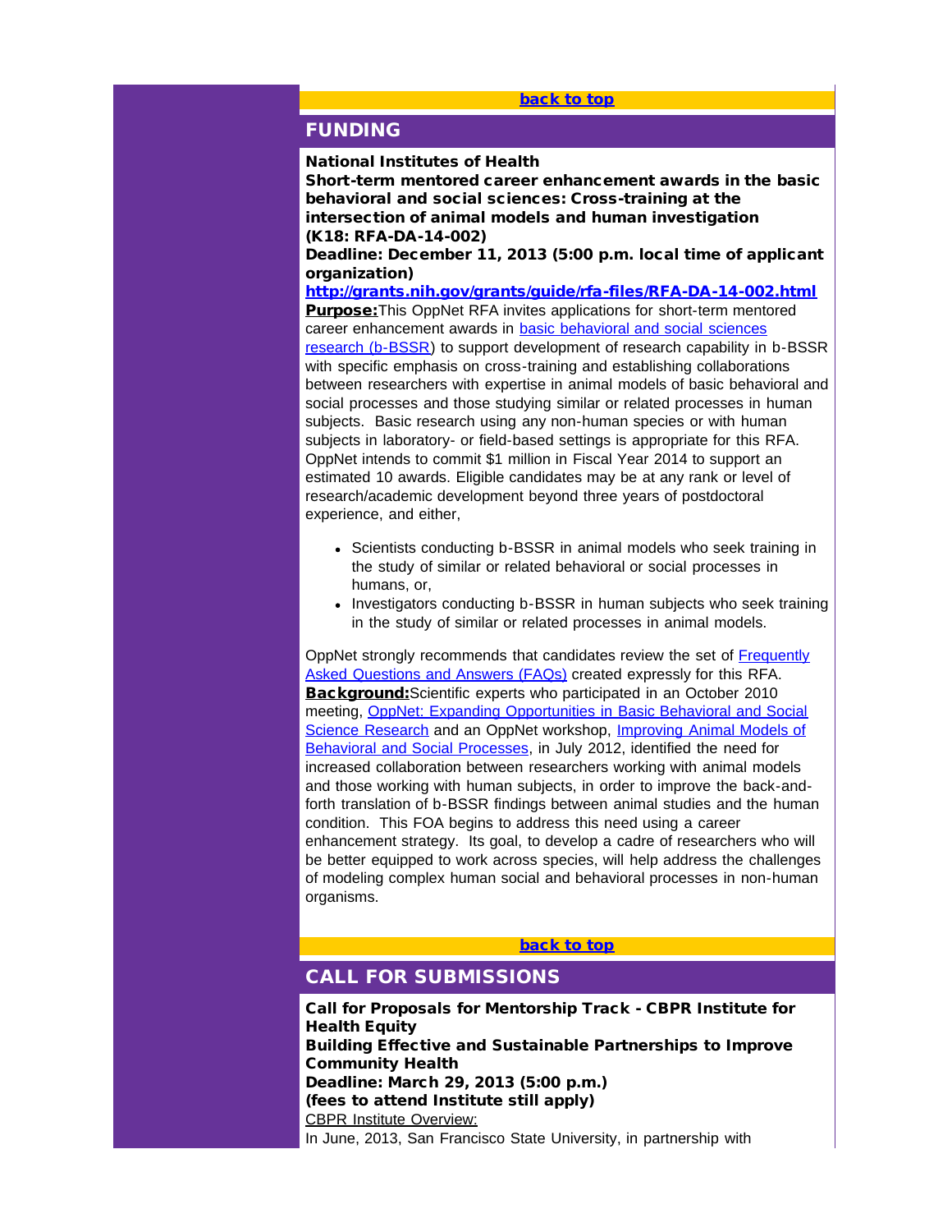[back to top]

## FUNDING

**National Institutes of Health**
**Short-term mentored career enhancement awards in the basic behavioral and social sciences: Cross-training at the intersection of animal models and human investigation (K18: RFA-DA-14-002)**
**Deadline: December 11, 2013 (5:00 p.m. local time of applicant organization)**
**http://grants.nih.gov/grants/guide/rfa-files/RFA-DA-14-002.html**

**Purpose:** This OppNet RFA invites applications for short-term mentored career enhancement awards in basic behavioral and social sciences research (b-BSSR) to support development of research capability in b-BSSR with specific emphasis on cross-training and establishing collaborations between researchers with expertise in animal models of basic behavioral and social processes and those studying similar or related processes in human subjects. Basic research using any non-human species or with human subjects in laboratory- or field-based settings is appropriate for this RFA. OppNet intends to commit $1 million in Fiscal Year 2014 to support an estimated 10 awards. Eligible candidates may be at any rank or level of research/academic development beyond three years of postdoctoral experience, and either,

- Scientists conducting b-BSSR in animal models who seek training in the study of similar or related behavioral or social processes in humans, or,
- Investigators conducting b-BSSR in human subjects who seek training in the study of similar or related processes in animal models.

OppNet strongly recommends that candidates review the set of Frequently Asked Questions and Answers (FAQs) created expressly for this RFA.

**Background:** Scientific experts who participated in an October 2010 meeting, OppNet: Expanding Opportunities in Basic Behavioral and Social Science Research and an OppNet workshop, Improving Animal Models of Behavioral and Social Processes, in July 2012, identified the need for increased collaboration between researchers working with animal models and those working with human subjects, in order to improve the back-and-forth translation of b-BSSR findings between animal studies and the human condition. This FOA begins to address this need using a career enhancement strategy. Its goal, to develop a cadre of researchers who will be better equipped to work across species, will help address the challenges of modeling complex human social and behavioral processes in non-human organisms.

[back to top]

## CALL FOR SUBMISSIONS

**Call for Proposals for Mentorship Track - CBPR Institute for Health Equity**
**Building Effective and Sustainable Partnerships to Improve Community Health**
**Deadline: March 29, 2013 (5:00 p.m.)**
**(fees to attend Institute still apply)**

CBPR Institute Overview:

In June, 2013, San Francisco State University, in partnership with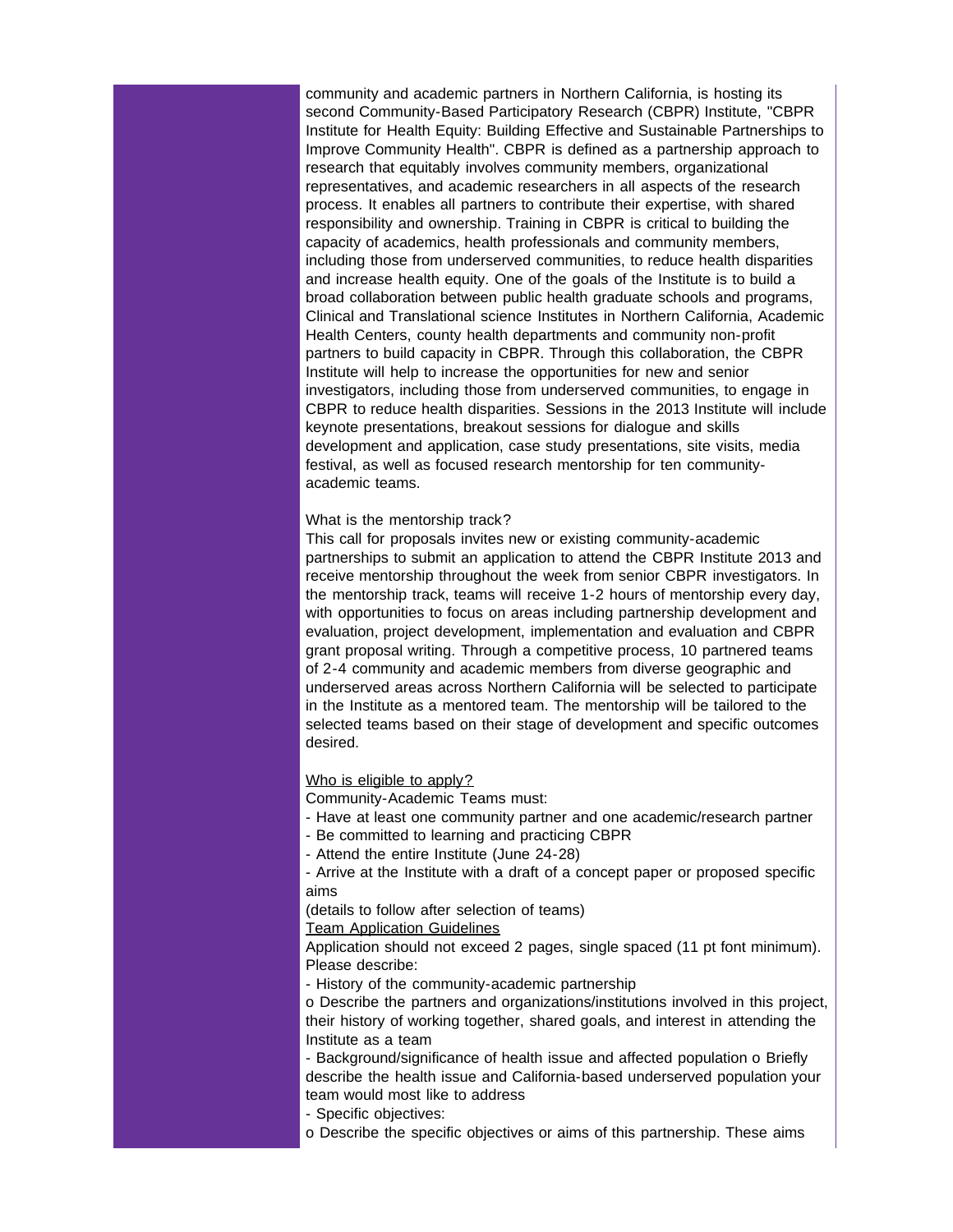community and academic partners in Northern California, is hosting its second Community-Based Participatory Research (CBPR) Institute, "CBPR Institute for Health Equity: Building Effective and Sustainable Partnerships to Improve Community Health". CBPR is defined as a partnership approach to research that equitably involves community members, organizational representatives, and academic researchers in all aspects of the research process. It enables all partners to contribute their expertise, with shared responsibility and ownership. Training in CBPR is critical to building the capacity of academics, health professionals and community members, including those from underserved communities, to reduce health disparities and increase health equity. One of the goals of the Institute is to build a broad collaboration between public health graduate schools and programs, Clinical and Translational science Institutes in Northern California, Academic Health Centers, county health departments and community non-profit partners to build capacity in CBPR. Through this collaboration, the CBPR Institute will help to increase the opportunities for new and senior investigators, including those from underserved communities, to engage in CBPR to reduce health disparities. Sessions in the 2013 Institute will include keynote presentations, breakout sessions for dialogue and skills development and application, case study presentations, site visits, media festival, as well as focused research mentorship for ten community-academic teams.

What is the mentorship track?

This call for proposals invites new or existing community-academic partnerships to submit an application to attend the CBPR Institute 2013 and receive mentorship throughout the week from senior CBPR investigators. In the mentorship track, teams will receive 1-2 hours of mentorship every day, with opportunities to focus on areas including partnership development and evaluation, project development, implementation and evaluation and CBPR grant proposal writing. Through a competitive process, 10 partnered teams of 2-4 community and academic members from diverse geographic and underserved areas across Northern California will be selected to participate in the Institute as a mentored team. The mentorship will be tailored to the selected teams based on their stage of development and specific outcomes desired.

Who is eligible to apply?

Community-Academic Teams must:

- Have at least one community partner and one academic/research partner
- Be committed to learning and practicing CBPR
- Attend the entire Institute (June 24-28)
- Arrive at the Institute with a draft of a concept paper or proposed specific aims

(details to follow after selection of teams)

Team Application Guidelines

Application should not exceed 2 pages, single spaced (11 pt font minimum). Please describe:

- History of the community-academic partnership

o Describe the partners and organizations/institutions involved in this project, their history of working together, shared goals, and interest in attending the Institute as a team

- Background/significance of health issue and affected population o Briefly describe the health issue and California-based underserved population your team would most like to address
- Specific objectives:

o Describe the specific objectives or aims of this partnership. These aims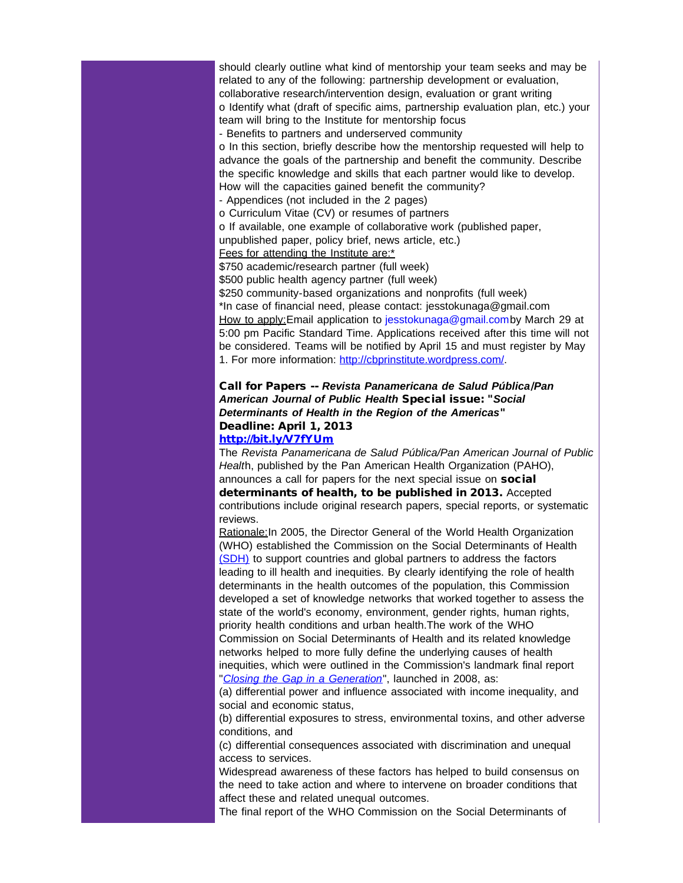should clearly outline what kind of mentorship your team seeks and may be related to any of the following: partnership development or evaluation, collaborative research/intervention design, evaluation or grant writing

o Identify what (draft of specific aims, partnership evaluation plan, etc.) your team will bring to the Institute for mentorship focus

- Benefits to partners and underserved community

o In this section, briefly describe how the mentorship requested will help to advance the goals of the partnership and benefit the community. Describe the specific knowledge and skills that each partner would like to develop. How will the capacities gained benefit the community?

- Appendices (not included in the 2 pages)

o Curriculum Vitae (CV) or resumes of partners

o If available, one example of collaborative work (published paper, unpublished paper, policy brief, news article, etc.)

Fees for attending the Institute are:*

$750 academic/research partner (full week)

$500 public health agency partner (full week)

$250 community-based organizations and nonprofits (full week)

*In case of financial need, please contact: jesstokunaga@gmail.com

How to apply: Email application to jesstokunaga@gmail.com by March 29 at 5:00 pm Pacific Standard Time. Applications received after this time will not be considered. Teams will be notified by April 15 and must register by May 1. For more information: http://cbprinstitute.wordpress.com/.

**Call for Papers -- *Revista Panamericana de Salud Pública/Pan American Journal of Public Health* Special issue: "*Social Determinants of Health in the Region of the Americas*"**
**Deadline: April 1, 2013**
**http://bit.ly/V7fYUm**

The *Revista Panamericana de Salud Pública/Pan American Journal of Public Health*, published by the Pan American Health Organization (PAHO), announces a call for papers for the next special issue on **social determinants of health, to be published in 2013.** Accepted contributions include original research papers, special reports, or systematic reviews.

Rationale: In 2005, the Director General of the World Health Organization (WHO) established the Commission on the Social Determinants of Health (SDH) to support countries and global partners to address the factors leading to ill health and inequities. By clearly identifying the role of health determinants in the health outcomes of the population, this Commission developed a set of knowledge networks that worked together to assess the state of the world's economy, environment, gender rights, human rights, priority health conditions and urban health. The work of the WHO Commission on Social Determinants of Health and its related knowledge networks helped to more fully define the underlying causes of health inequities, which were outlined in the Commission's landmark final report "*Closing the Gap in a Generation*", launched in 2008, as:

(a) differential power and influence associated with income inequality, and social and economic status,

(b) differential exposures to stress, environmental toxins, and other adverse conditions, and

(c) differential consequences associated with discrimination and unequal access to services.

Widespread awareness of these factors has helped to build consensus on the need to take action and where to intervene on broader conditions that affect these and related unequal outcomes.

The final report of the WHO Commission on the Social Determinants of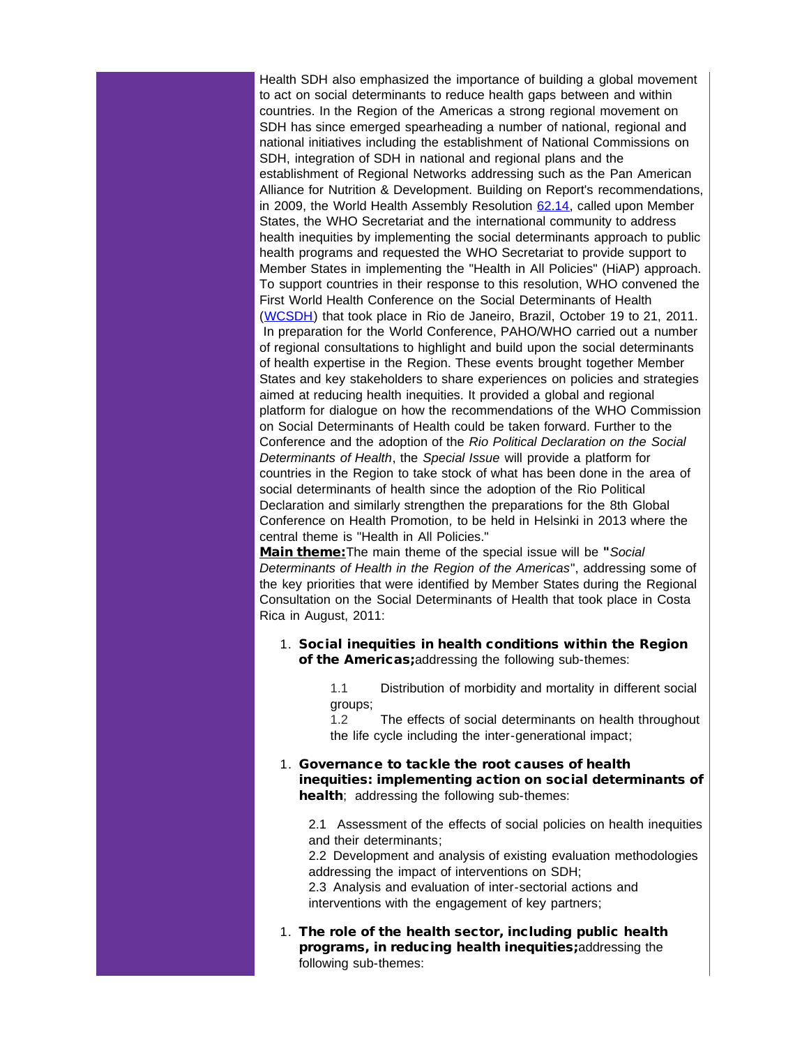Health SDH also emphasized the importance of building a global movement to act on social determinants to reduce health gaps between and within countries. In the Region of the Americas a strong regional movement on SDH has since emerged spearheading a number of national, regional and national initiatives including the establishment of National Commissions on SDH, integration of SDH in national and regional plans and the establishment of Regional Networks addressing such as the Pan American Alliance for Nutrition & Development. Building on Report's recommendations, in 2009, the World Health Assembly Resolution 62.14, called upon Member States, the WHO Secretariat and the international community to address health inequities by implementing the social determinants approach to public health programs and requested the WHO Secretariat to provide support to Member States in implementing the "Health in All Policies" (HiAP) approach. To support countries in their response to this resolution, WHO convened the First World Health Conference on the Social Determinants of Health (WCSDH) that took place in Rio de Janeiro, Brazil, October 19 to 21, 2011. In preparation for the World Conference, PAHO/WHO carried out a number of regional consultations to highlight and build upon the social determinants of health expertise in the Region. These events brought together Member States and key stakeholders to share experiences on policies and strategies aimed at reducing health inequities. It provided a global and regional platform for dialogue on how the recommendations of the WHO Commission on Social Determinants of Health could be taken forward. Further to the Conference and the adoption of the *Rio Political Declaration on the Social Determinants of Health*, the *Special Issue* will provide a platform for countries in the Region to take stock of what has been done in the area of social determinants of health since the adoption of the Rio Political Declaration and similarly strengthen the preparations for the 8th Global Conference on Health Promotion, to be held in Helsinki in 2013 where the central theme is "Health in All Policies."

**Main theme:** The main theme of the special issue will be "*Social Determinants of Health in the Region of the Americas*", addressing some of the key priorities that were identified by Member States during the Regional Consultation on the Social Determinants of Health that took place in Costa Rica in August, 2011:

1. **Social inequities in health conditions within the Region of the Americas;** addressing the following sub-themes:

    1.1 Distribution of morbidity and mortality in different social groups;
    1.2 The effects of social determinants on health throughout the life cycle including the inter-generational impact;

1. **Governance to tackle the root causes of health inequities: implementing action on social determinants of health**; addressing the following sub-themes:

    2.1 Assessment of the effects of social policies on health inequities and their determinants;
    2.2 Development and analysis of existing evaluation methodologies addressing the impact of interventions on SDH;
    2.3 Analysis and evaluation of inter-sectorial actions and interventions with the engagement of key partners;

1. **The role of the health sector, including public health programs, in reducing health inequities;** addressing the following sub-themes: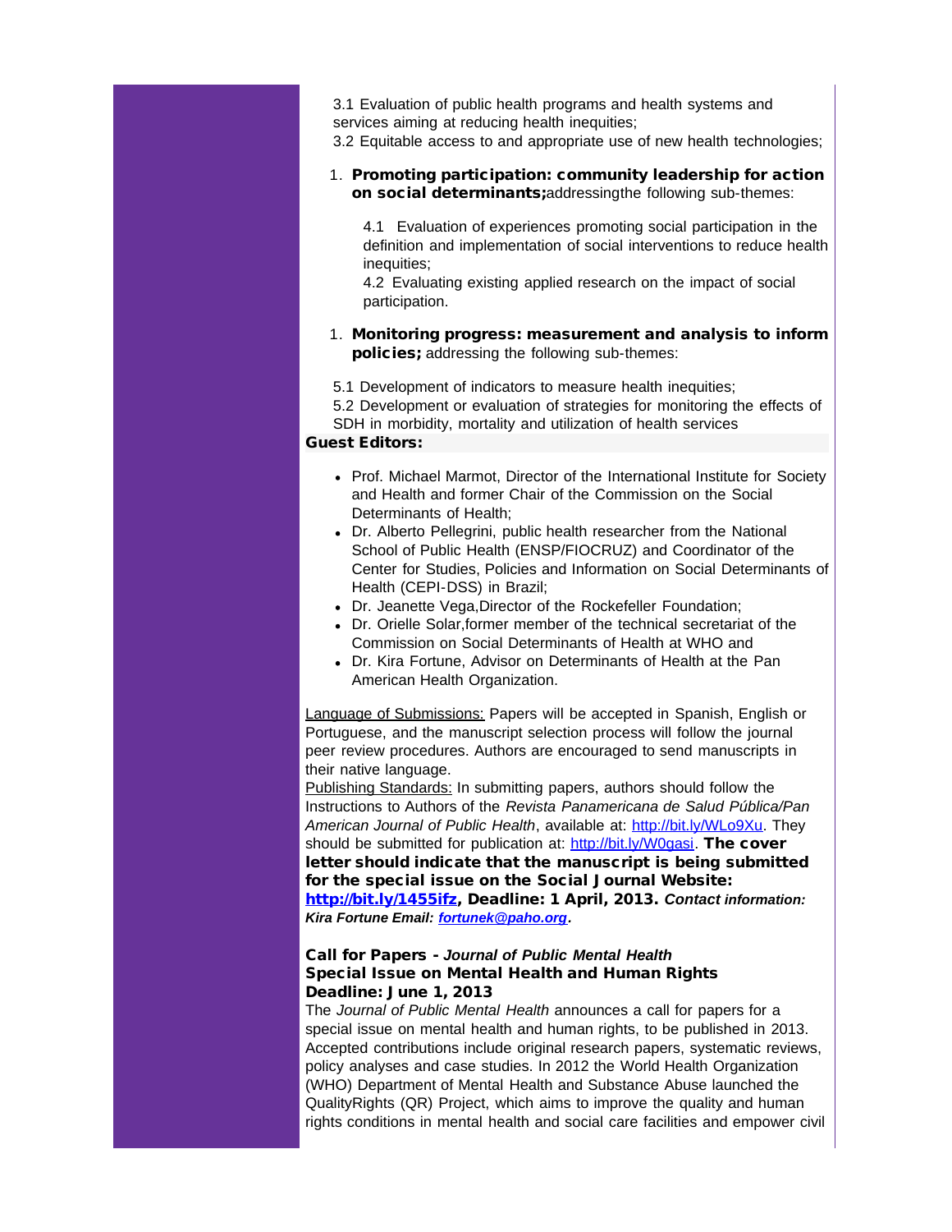3.1 Evaluation of public health programs and health systems and services aiming at reducing health inequities;
3.2 Equitable access to and appropriate use of new health technologies;

1. **Promoting participation: community leadership for action on social determinants;**addressingthe following sub-themes:

    4.1 Evaluation of experiences promoting social participation in the definition and implementation of social interventions to reduce health inequities;
    4.2 Evaluating existing applied research on the impact of social participation.

1. **Monitoring progress: measurement and analysis to inform policies;** addressing the following sub-themes:

5.1 Development of indicators to measure health inequities;
5.2 Development or evaluation of strategies for monitoring the effects of SDH in morbidity, mortality and utilization of health services

**Guest Editors:**

- Prof. Michael Marmot, Director of the International Institute for Society and Health and former Chair of the Commission on the Social Determinants of Health;
- Dr. Alberto Pellegrini, public health researcher from the National School of Public Health (ENSP/FIOCRUZ) and Coordinator of the Center for Studies, Policies and Information on Social Determinants of Health (CEPI-DSS) in Brazil;
- Dr. Jeanette Vega,Director of the Rockefeller Foundation;
- Dr. Orielle Solar,former member of the technical secretariat of the Commission on Social Determinants of Health at WHO and
- Dr. Kira Fortune, Advisor on Determinants of Health at the Pan American Health Organization.

Language of Submissions: Papers will be accepted in Spanish, English or Portuguese, and the manuscript selection process will follow the journal peer review procedures. Authors are encouraged to send manuscripts in their native language.
Publishing Standards: In submitting papers, authors should follow the Instructions to Authors of the *Revista Panamericana de Salud Pública/Pan American Journal of Public Health*, available at: http://bit.ly/WLo9Xu. They should be submitted for publication at: http://bit.ly/W0gasi. **The cover letter should indicate that the manuscript is being submitted for the special issue on the Social Journal Website: http://bit.ly/1455ifz, Deadline: 1 April, 2013.** ***Contact information: Kira Fortune Email: fortunek@paho.org.***

**Call for Papers - *Journal of Public Mental Health***
**Special Issue on Mental Health and Human Rights**
**Deadline: June 1, 2013**

The *Journal of Public Mental Health* announces a call for papers for a special issue on mental health and human rights, to be published in 2013. Accepted contributions include original research papers, systematic reviews, policy analyses and case studies. In 2012 the World Health Organization (WHO) Department of Mental Health and Substance Abuse launched the QualityRights (QR) Project, which aims to improve the quality and human rights conditions in mental health and social care facilities and empower civil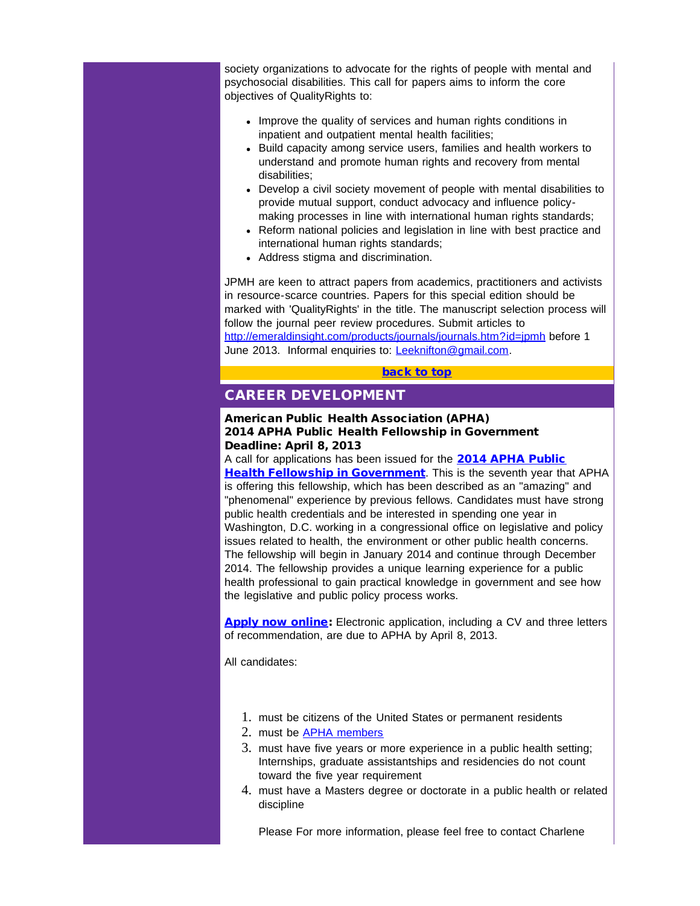society organizations to advocate for the rights of people with mental and psychosocial disabilities. This call for papers aims to inform the core objectives of QualityRights to:

- Improve the quality of services and human rights conditions in inpatient and outpatient mental health facilities;
- Build capacity among service users, families and health workers to understand and promote human rights and recovery from mental disabilities;
- Develop a civil society movement of people with mental disabilities to provide mutual support, conduct advocacy and influence policy-making processes in line with international human rights standards;
- Reform national policies and legislation in line with best practice and international human rights standards;
- Address stigma and discrimination.

JPMH are keen to attract papers from academics, practitioners and activists in resource-scarce countries. Papers for this special edition should be marked with 'QualityRights' in the title. The manuscript selection process will follow the journal peer review procedures. Submit articles to http://emeraldinsight.com/products/journals/journals.htm?id=jpmh before 1 June 2013. Informal enquiries to: Leeknifton@gmail.com.

**back to top**

## CAREER DEVELOPMENT

**American Public Health Association (APHA)**
**2014 APHA Public Health Fellowship in Government**
**Deadline: April 8, 2013**

A call for applications has been issued for the **2014 APHA Public Health Fellowship in Government**. This is the seventh year that APHA is offering this fellowship, which has been described as an "amazing" and "phenomenal" experience by previous fellows. Candidates must have strong public health credentials and be interested in spending one year in Washington, D.C. working in a congressional office on legislative and policy issues related to health, the environment or other public health concerns. The fellowship will begin in January 2014 and continue through December 2014. The fellowship provides a unique learning experience for a public health professional to gain practical knowledge in government and see how the legislative and public policy process works.

**Apply now online:** Electronic application, including a CV and three letters of recommendation, are due to APHA by April 8, 2013.

All candidates:

1. must be citizens of the United States or permanent residents
2. must be APHA members
3. must have five years or more experience in a public health setting; Internships, graduate assistantships and residencies do not count toward the five year requirement
4. must have a Masters degree or doctorate in a public health or related discipline

Please For more information, please feel free to contact Charlene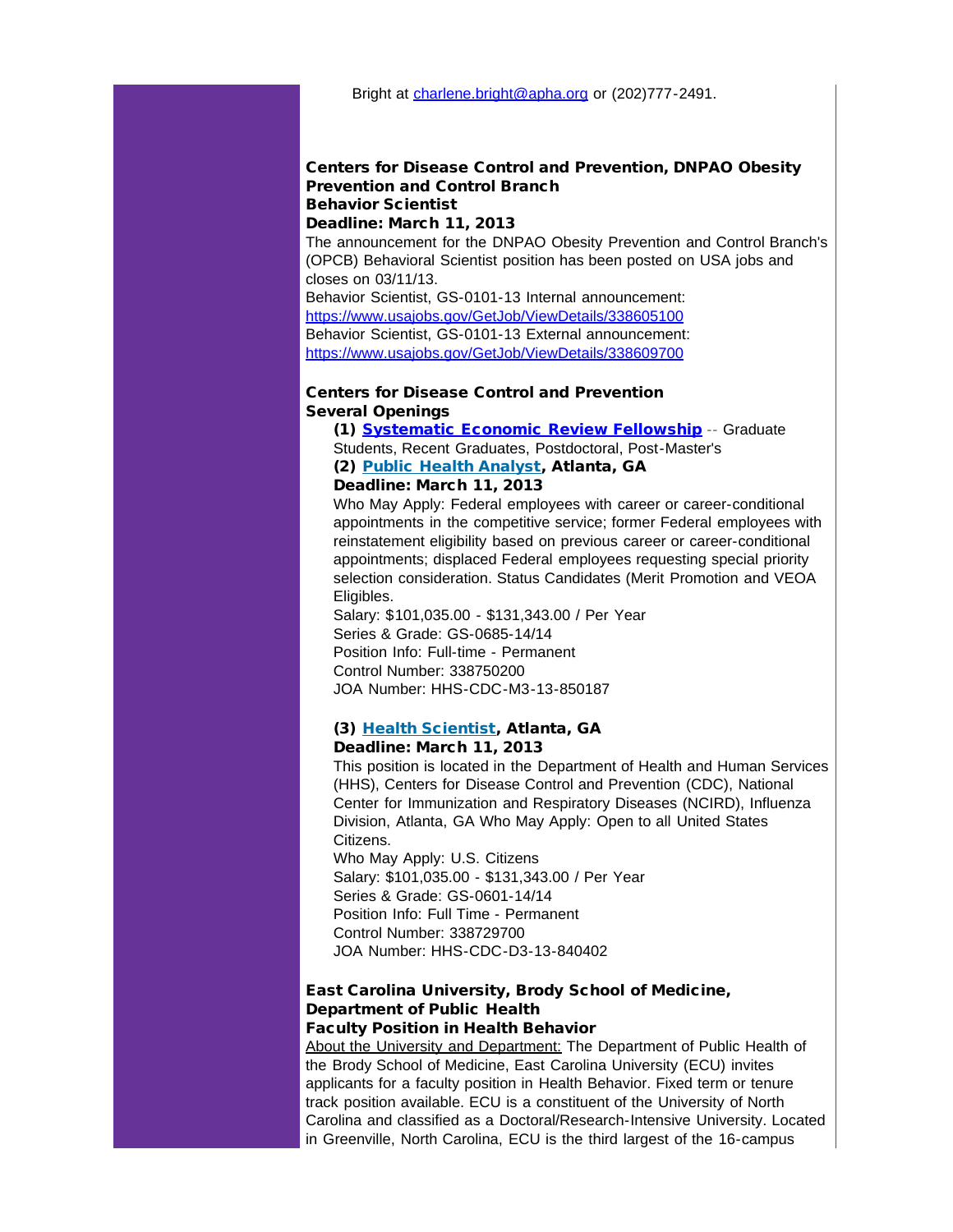Bright at charlene.bright@apha.org or (202)777-2491.

**Centers for Disease Control and Prevention, DNPAO Obesity Prevention and Control Branch**
**Behavior Scientist**
**Deadline: March 11, 2013**

The announcement for the DNPAO Obesity Prevention and Control Branch's (OPCB) Behavioral Scientist position has been posted on USA jobs and closes on 03/11/13.
Behavior Scientist, GS-0101-13 Internal announcement:
https://www.usajobs.gov/GetJob/ViewDetails/338605100
Behavior Scientist, GS-0101-13 External announcement:
https://www.usajobs.gov/GetJob/ViewDetails/338609700

**Centers for Disease Control and Prevention**
**Several Openings**

**(1) Systematic Economic Review Fellowship** -- Graduate Students, Recent Graduates, Postdoctoral, Post-Master's

**(2) Public Health Analyst, Atlanta, GA**
**Deadline: March 11, 2013**

Who May Apply: Federal employees with career or career-conditional appointments in the competitive service; former Federal employees with reinstatement eligibility based on previous career or career-conditional appointments; displaced Federal employees requesting special priority selection consideration. Status Candidates (Merit Promotion and VEOA Eligibles.
Salary: $101,035.00 - $131,343.00 / Per Year
Series & Grade: GS-0685-14/14
Position Info: Full-time - Permanent
Control Number: 338750200
JOA Number: HHS-CDC-M3-13-850187

**(3) Health Scientist, Atlanta, GA**
**Deadline: March 11, 2013**

This position is located in the Department of Health and Human Services (HHS), Centers for Disease Control and Prevention (CDC), National Center for Immunization and Respiratory Diseases (NCIRD), Influenza Division, Atlanta, GA Who May Apply: Open to all United States Citizens.
Who May Apply: U.S. Citizens
Salary: $101,035.00 - $131,343.00 / Per Year
Series & Grade: GS-0601-14/14
Position Info: Full Time - Permanent
Control Number: 338729700
JOA Number: HHS-CDC-D3-13-840402

**East Carolina University, Brody School of Medicine, Department of Public Health**
**Faculty Position in Health Behavior**

About the University and Department: The Department of Public Health of the Brody School of Medicine, East Carolina University (ECU) invites applicants for a faculty position in Health Behavior. Fixed term or tenure track position available. ECU is a constituent of the University of North Carolina and classified as a Doctoral/Research-Intensive University. Located in Greenville, North Carolina, ECU is the third largest of the 16-campus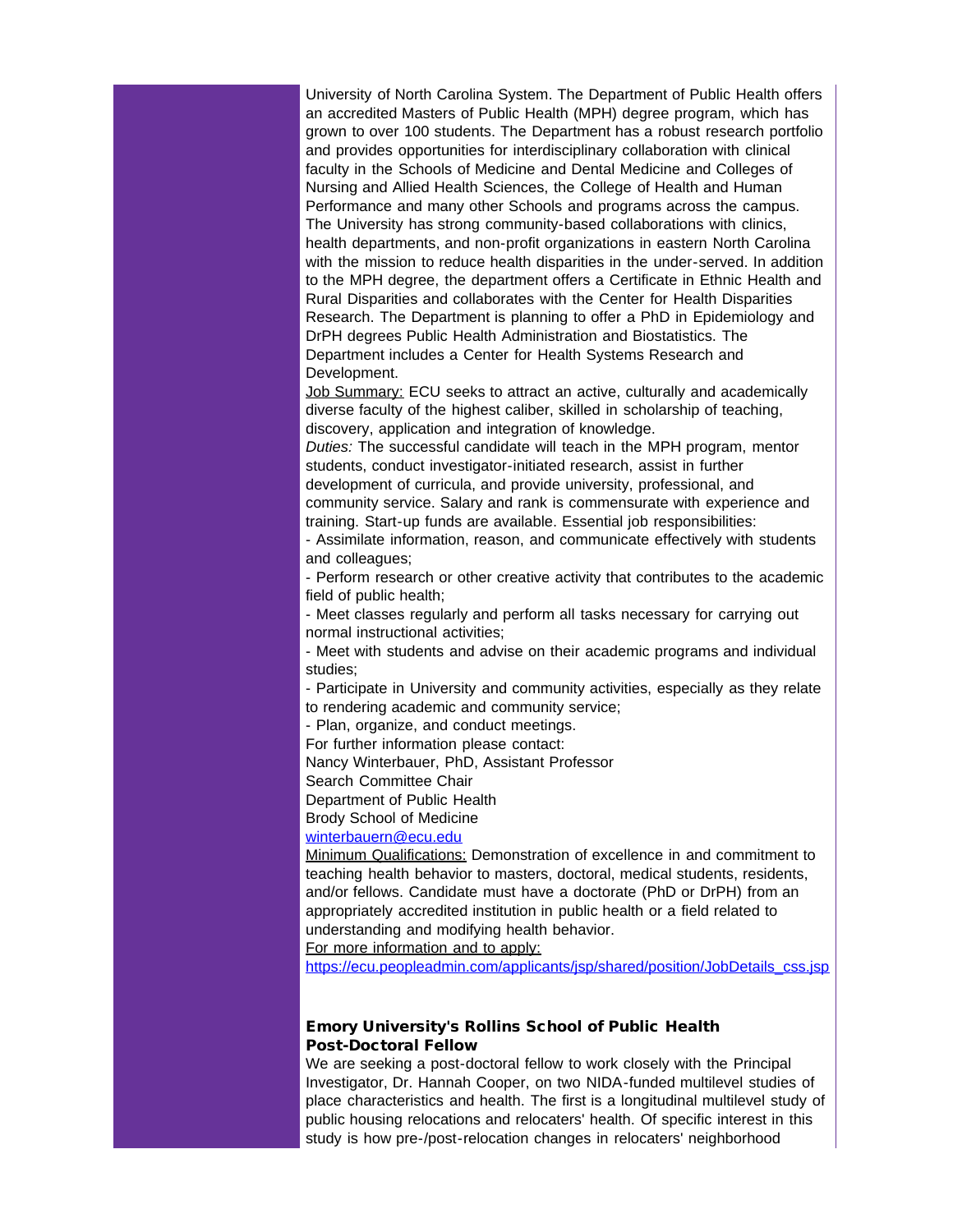University of North Carolina System. The Department of Public Health offers an accredited Masters of Public Health (MPH) degree program, which has grown to over 100 students. The Department has a robust research portfolio and provides opportunities for interdisciplinary collaboration with clinical faculty in the Schools of Medicine and Dental Medicine and Colleges of Nursing and Allied Health Sciences, the College of Health and Human Performance and many other Schools and programs across the campus. The University has strong community-based collaborations with clinics, health departments, and non-profit organizations in eastern North Carolina with the mission to reduce health disparities in the under-served. In addition to the MPH degree, the department offers a Certificate in Ethnic Health and Rural Disparities and collaborates with the Center for Health Disparities Research. The Department is planning to offer a PhD in Epidemiology and DrPH degrees Public Health Administration and Biostatistics. The Department includes a Center for Health Systems Research and Development.

Job Summary: ECU seeks to attract an active, culturally and academically diverse faculty of the highest caliber, skilled in scholarship of teaching, discovery, application and integration of knowledge.

*Duties:* The successful candidate will teach in the MPH program, mentor students, conduct investigator-initiated research, assist in further development of curricula, and provide university, professional, and community service. Salary and rank is commensurate with experience and training. Start-up funds are available. Essential job responsibilities:

- Assimilate information, reason, and communicate effectively with students and colleagues;
- Perform research or other creative activity that contributes to the academic field of public health;
- Meet classes regularly and perform all tasks necessary for carrying out normal instructional activities;
- Meet with students and advise on their academic programs and individual studies;
- Participate in University and community activities, especially as they relate to rendering academic and community service;
- Plan, organize, and conduct meetings.

For further information please contact:
Nancy Winterbauer, PhD, Assistant Professor
Search Committee Chair
Department of Public Health
Brody School of Medicine
winterbauern@ecu.edu

Minimum Qualifications: Demonstration of excellence in and commitment to teaching health behavior to masters, doctoral, medical students, residents, and/or fellows. Candidate must have a doctorate (PhD or DrPH) from an appropriately accredited institution in public health or a field related to understanding and modifying health behavior.

For more information and to apply:
https://ecu.peopleadmin.com/applicants/jsp/shared/position/JobDetails_css.jsp

**Emory University's Rollins School of Public Health**
**Post-Doctoral Fellow**

We are seeking a post-doctoral fellow to work closely with the Principal Investigator, Dr. Hannah Cooper, on two NIDA-funded multilevel studies of place characteristics and health. The first is a longitudinal multilevel study of public housing relocations and relocaters' health. Of specific interest in this study is how pre-/post-relocation changes in relocaters' neighborhood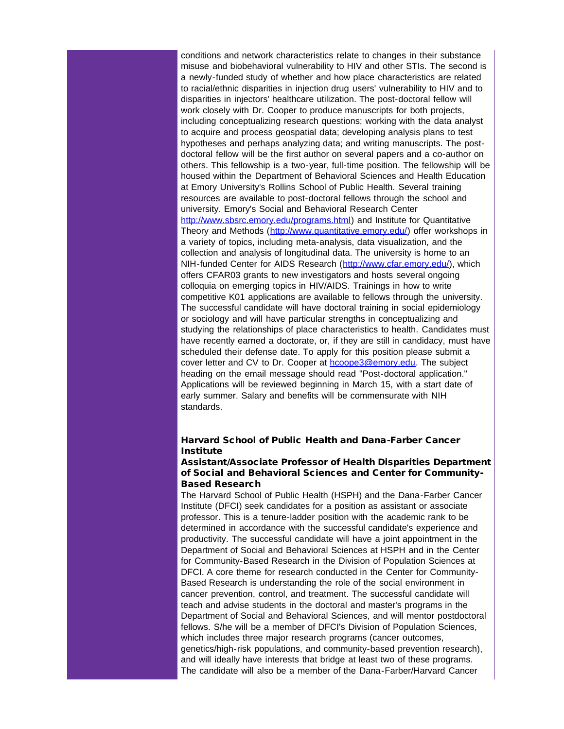conditions and network characteristics relate to changes in their substance misuse and biobehavioral vulnerability to HIV and other STIs. The second is a newly-funded study of whether and how place characteristics are related to racial/ethnic disparities in injection drug users' vulnerability to HIV and to disparities in injectors' healthcare utilization. The post-doctoral fellow will work closely with Dr. Cooper to produce manuscripts for both projects, including conceptualizing research questions; working with the data analyst to acquire and process geospatial data; developing analysis plans to test hypotheses and perhaps analyzing data; and writing manuscripts. The post-doctoral fellow will be the first author on several papers and a co-author on others. This fellowship is a two-year, full-time position. The fellowship will be housed within the Department of Behavioral Sciences and Health Education at Emory University's Rollins School of Public Health. Several training resources are available to post-doctoral fellows through the school and university. Emory's Social and Behavioral Research Center [http://www.sbsrc.emory.edu/programs.html](http://www.sbsrc.emory.edu/programs.html)) and Institute for Quantitative Theory and Methods ([http://www.quantitative.emory.edu/](http://www.quantitative.emory.edu/)) offer workshops in a variety of topics, including meta-analysis, data visualization, and the collection and analysis of longitudinal data. The university is home to an NIH-funded Center for AIDS Research ([http://www.cfar.emory.edu/](http://www.cfar.emory.edu/)), which offers CFAR03 grants to new investigators and hosts several ongoing colloquia on emerging topics in HIV/AIDS. Trainings in how to write competitive K01 applications are available to fellows through the university. The successful candidate will have doctoral training in social epidemiology or sociology and will have particular strengths in conceptualizing and studying the relationships of place characteristics to health. Candidates must have recently earned a doctorate, or, if they are still in candidacy, must have scheduled their defense date. To apply for this position please submit a cover letter and CV to Dr. Cooper at [hcoope3@emory.edu](mailto:hcoope3@emory.edu). The subject heading on the email message should read "Post-doctoral application." Applications will be reviewed beginning in March 15, with a start date of early summer. Salary and benefits will be commensurate with NIH standards.

**Harvard School of Public Health and Dana-Farber Cancer Institute**

**Assistant/Associate Professor of Health Disparities Department of Social and Behavioral Sciences and Center for Community-Based Research**

The Harvard School of Public Health (HSPH) and the Dana-Farber Cancer Institute (DFCI) seek candidates for a position as assistant or associate professor. This is a tenure-ladder position with the academic rank to be determined in accordance with the successful candidate's experience and productivity. The successful candidate will have a joint appointment in the Department of Social and Behavioral Sciences at HSPH and in the Center for Community-Based Research in the Division of Population Sciences at DFCI. A core theme for research conducted in the Center for Community-Based Research is understanding the role of the social environment in cancer prevention, control, and treatment. The successful candidate will teach and advise students in the doctoral and master's programs in the Department of Social and Behavioral Sciences, and will mentor postdoctoral fellows. S/he will be a member of DFCI's Division of Population Sciences, which includes three major research programs (cancer outcomes, genetics/high-risk populations, and community-based prevention research), and will ideally have interests that bridge at least two of these programs. The candidate will also be a member of the Dana-Farber/Harvard Cancer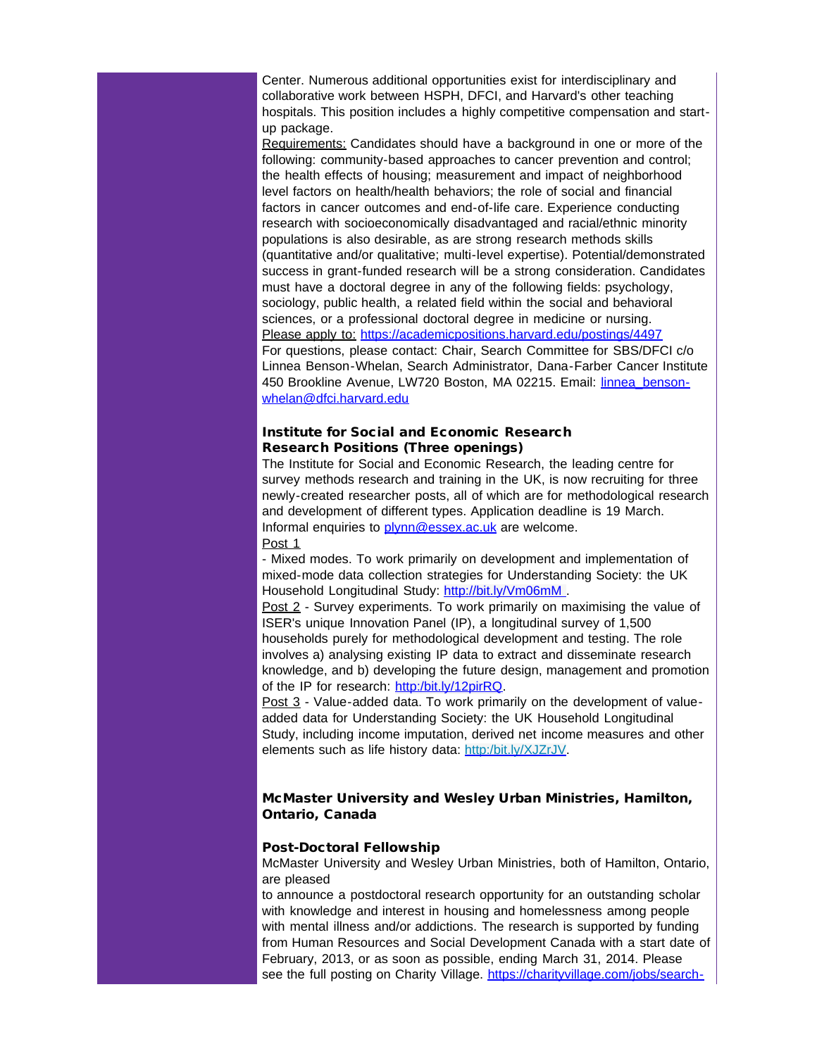Center. Numerous additional opportunities exist for interdisciplinary and collaborative work between HSPH, DFCI, and Harvard's other teaching hospitals. This position includes a highly competitive compensation and start-up package.

Requirements: Candidates should have a background in one or more of the following: community-based approaches to cancer prevention and control; the health effects of housing; measurement and impact of neighborhood level factors on health/health behaviors; the role of social and financial factors in cancer outcomes and end-of-life care. Experience conducting research with socioeconomically disadvantaged and racial/ethnic minority populations is also desirable, as are strong research methods skills (quantitative and/or qualitative; multi-level expertise). Potential/demonstrated success in grant-funded research will be a strong consideration. Candidates must have a doctoral degree in any of the following fields: psychology, sociology, public health, a related field within the social and behavioral sciences, or a professional doctoral degree in medicine or nursing.

Please apply to: https://academicpositions.harvard.edu/postings/4497

For questions, please contact: Chair, Search Committee for SBS/DFCI c/o Linnea Benson-Whelan, Search Administrator, Dana-Farber Cancer Institute 450 Brookline Avenue, LW720 Boston, MA 02215. Email: linnea_benson-whelan@dfci.harvard.edu

### Institute for Social and Economic Research
### Research Positions (Three openings)

The Institute for Social and Economic Research, the leading centre for survey methods research and training in the UK, is now recruiting for three newly-created researcher posts, all of which are for methodological research and development of different types. Application deadline is 19 March. Informal enquiries to plynn@essex.ac.uk are welcome.

Post 1

- Mixed modes. To work primarily on development and implementation of mixed-mode data collection strategies for Understanding Society: the UK Household Longitudinal Study: http://bit.ly/Vm06mM .

Post 2 - Survey experiments. To work primarily on maximising the value of ISER's unique Innovation Panel (IP), a longitudinal survey of 1,500 households purely for methodological development and testing. The role involves a) analysing existing IP data to extract and disseminate research knowledge, and b) developing the future design, management and promotion of the IP for research: http:/bit.ly/12pirRQ.

Post 3 - Value-added data. To work primarily on the development of value-added data for Understanding Society: the UK Household Longitudinal Study, including income imputation, derived net income measures and other elements such as life history data: http:/bit.ly/XJZrJV.

### McMaster University and Wesley Urban Ministries, Hamilton, Ontario, Canada

### Post-Doctoral Fellowship

McMaster University and Wesley Urban Ministries, both of Hamilton, Ontario, are pleased
to announce a postdoctoral research opportunity for an outstanding scholar with knowledge and interest in housing and homelessness among people with mental illness and/or addictions. The research is supported by funding from Human Resources and Social Development Canada with a start date of February, 2013, or as soon as possible, ending March 31, 2014. Please see the full posting on Charity Village. https://charityvillage.com/jobs/search-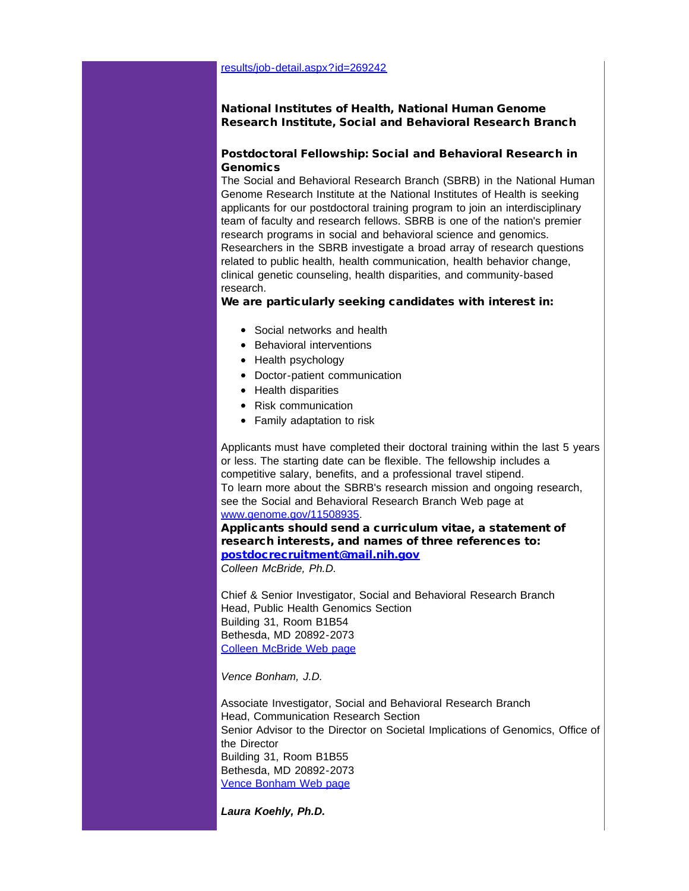results/job-detail.aspx?id=269242

### National Institutes of Health, National Human Genome Research Institute, Social and Behavioral Research Branch

### Postdoctoral Fellowship: Social and Behavioral Research in Genomics

The Social and Behavioral Research Branch (SBRB) in the National Human Genome Research Institute at the National Institutes of Health is seeking applicants for our postdoctoral training program to join an interdisciplinary team of faculty and research fellows. SBRB is one of the nation's premier research programs in social and behavioral science and genomics. Researchers in the SBRB investigate a broad array of research questions related to public health, health communication, health behavior change, clinical genetic counseling, health disparities, and community-based research.

**We are particularly seeking candidates with interest in:**

- Social networks and health
- Behavioral interventions
- Health psychology
- Doctor-patient communication
- Health disparities
- Risk communication
- Family adaptation to risk

Applicants must have completed their doctoral training within the last 5 years or less. The starting date can be flexible. The fellowship includes a competitive salary, benefits, and a professional travel stipend.
To learn more about the SBRB's research mission and ongoing research, see the Social and Behavioral Research Branch Web page at www.genome.gov/11508935.

**Applicants should send a curriculum vitae, a statement of research interests, and names of three references to: postdocrecruitment@mail.nih.gov**

*Colleen McBride, Ph.D.*

Chief & Senior Investigator, Social and Behavioral Research Branch
Head, Public Health Genomics Section
Building 31, Room B1B54
Bethesda, MD 20892-2073
Colleen McBride Web page

*Vence Bonham, J.D.*

Associate Investigator, Social and Behavioral Research Branch
Head, Communication Research Section
Senior Advisor to the Director on Societal Implications of Genomics, Office of the Director
Building 31, Room B1B55
Bethesda, MD 20892-2073
Vence Bonham Web page

***Laura Koehly, Ph.D.***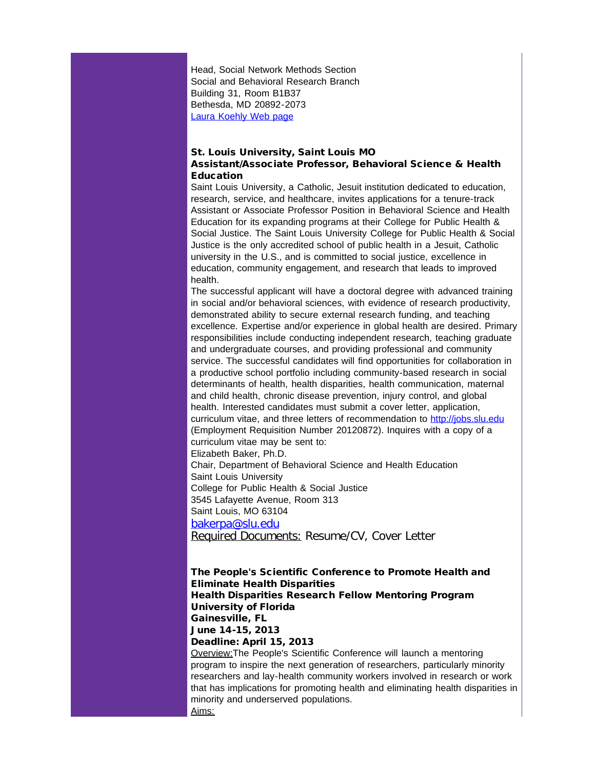Head, Social Network Methods Section
Social and Behavioral Research Branch
Building 31, Room B1B37
Bethesda, MD 20892-2073
Laura Koehly Web page

**St. Louis University, Saint Louis MO**
**Assistant/Associate Professor, Behavioral Science & Health Education**

Saint Louis University, a Catholic, Jesuit institution dedicated to education, research, service, and healthcare, invites applications for a tenure-track Assistant or Associate Professor Position in Behavioral Science and Health Education for its expanding programs at their College for Public Health & Social Justice. The Saint Louis University College for Public Health & Social Justice is the only accredited school of public health in a Jesuit, Catholic university in the U.S., and is committed to social justice, excellence in education, community engagement, and research that leads to improved health.

The successful applicant will have a doctoral degree with advanced training in social and/or behavioral sciences, with evidence of research productivity, demonstrated ability to secure external research funding, and teaching excellence. Expertise and/or experience in global health are desired. Primary responsibilities include conducting independent research, teaching graduate and undergraduate courses, and providing professional and community service. The successful candidates will find opportunities for collaboration in a productive school portfolio including community-based research in social determinants of health, health disparities, health communication, maternal and child health, chronic disease prevention, injury control, and global health. Interested candidates must submit a cover letter, application, curriculum vitae, and three letters of recommendation to http://jobs.slu.edu (Employment Requisition Number 20120872). Inquires with a copy of a curriculum vitae may be sent to:

Elizabeth Baker, Ph.D.
Chair, Department of Behavioral Science and Health Education
Saint Louis University
College for Public Health & Social Justice
3545 Lafayette Avenue, Room 313
Saint Louis, MO 63104
bakerpa@slu.edu
Required Documents: Resume/CV, Cover Letter

**The People's Scientific Conference to Promote Health and Eliminate Health Disparities**
**Health Disparities Research Fellow Mentoring Program**
**University of Florida**
**Gainesville, FL**
**June 14-15, 2013**
**Deadline: April 15, 2013**

Overview:The People's Scientific Conference will launch a mentoring program to inspire the next generation of researchers, particularly minority researchers and lay-health community workers involved in research or work that has implications for promoting health and eliminating health disparities in minority and underserved populations.

Aims: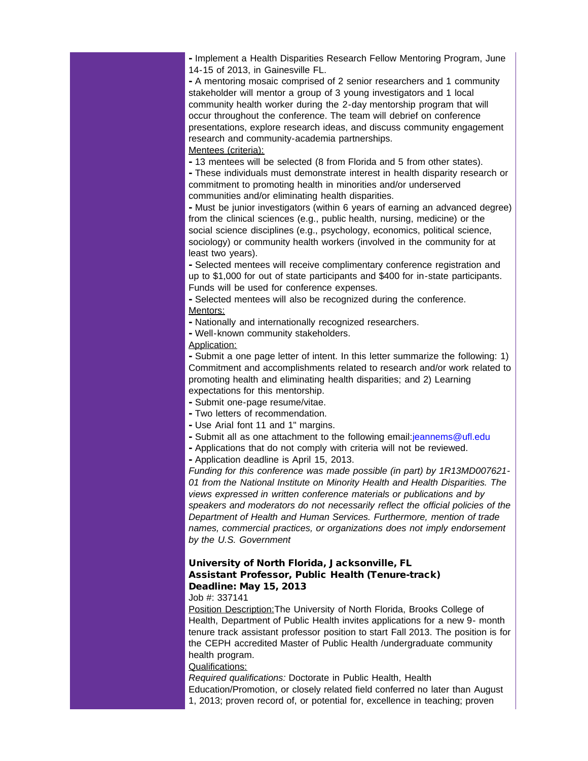- Implement a Health Disparities Research Fellow Mentoring Program, June 14-15 of 2013, in Gainesville FL.
- A mentoring mosaic comprised of 2 senior researchers and 1 community stakeholder will mentor a group of 3 young investigators and 1 local community health worker during the 2-day mentorship program that will occur throughout the conference. The team will debrief on conference presentations, explore research ideas, and discuss community engagement research and community-academia partnerships.

Mentees (criteria):

- 13 mentees will be selected (8 from Florida and 5 from other states).
- These individuals must demonstrate interest in health disparity research or commitment to promoting health in minorities and/or underserved communities and/or eliminating health disparities.
- Must be junior investigators (within 6 years of earning an advanced degree) from the clinical sciences (e.g., public health, nursing, medicine) or the social science disciplines (e.g., psychology, economics, political science, sociology) or community health workers (involved in the community for at least two years).
- Selected mentees will receive complimentary conference registration and up to $1,000 for out of state participants and $400 for in-state participants. Funds will be used for conference expenses.
- Selected mentees will also be recognized during the conference.

Mentors:

- Nationally and internationally recognized researchers.
- Well-known community stakeholders.

Application:

- Submit a one page letter of intent. In this letter summarize the following: 1) Commitment and accomplishments related to research and/or work related to promoting health and eliminating health disparities; and 2) Learning expectations for this mentorship.
- Submit one-page resume/vitae.
- Two letters of recommendation.
- Use Arial font 11 and 1" margins.
- Submit all as one attachment to the following email:jeannems@ufl.edu
- Applications that do not comply with criteria will not be reviewed.
- Application deadline is April 15, 2013.

*Funding for this conference was made possible (in part) by 1R13MD007621-01 from the National Institute on Minority Health and Health Disparities. The views expressed in written conference materials or publications and by speakers and moderators do not necessarily reflect the official policies of the Department of Health and Human Services. Furthermore, mention of trade names, commercial practices, or organizations does not imply endorsement by the U.S. Government*

**University of North Florida, Jacksonville, FL**
**Assistant Professor, Public Health (Tenure-track)**
**Deadline: May 15, 2013**

Job #: 337141

Position Description:The University of North Florida, Brooks College of Health, Department of Public Health invites applications for a new 9- month tenure track assistant professor position to start Fall 2013. The position is for the CEPH accredited Master of Public Health /undergraduate community health program.

Qualifications:

*Required qualifications:* Doctorate in Public Health, Health Education/Promotion, or closely related field conferred no later than August 1, 2013; proven record of, or potential for, excellence in teaching; proven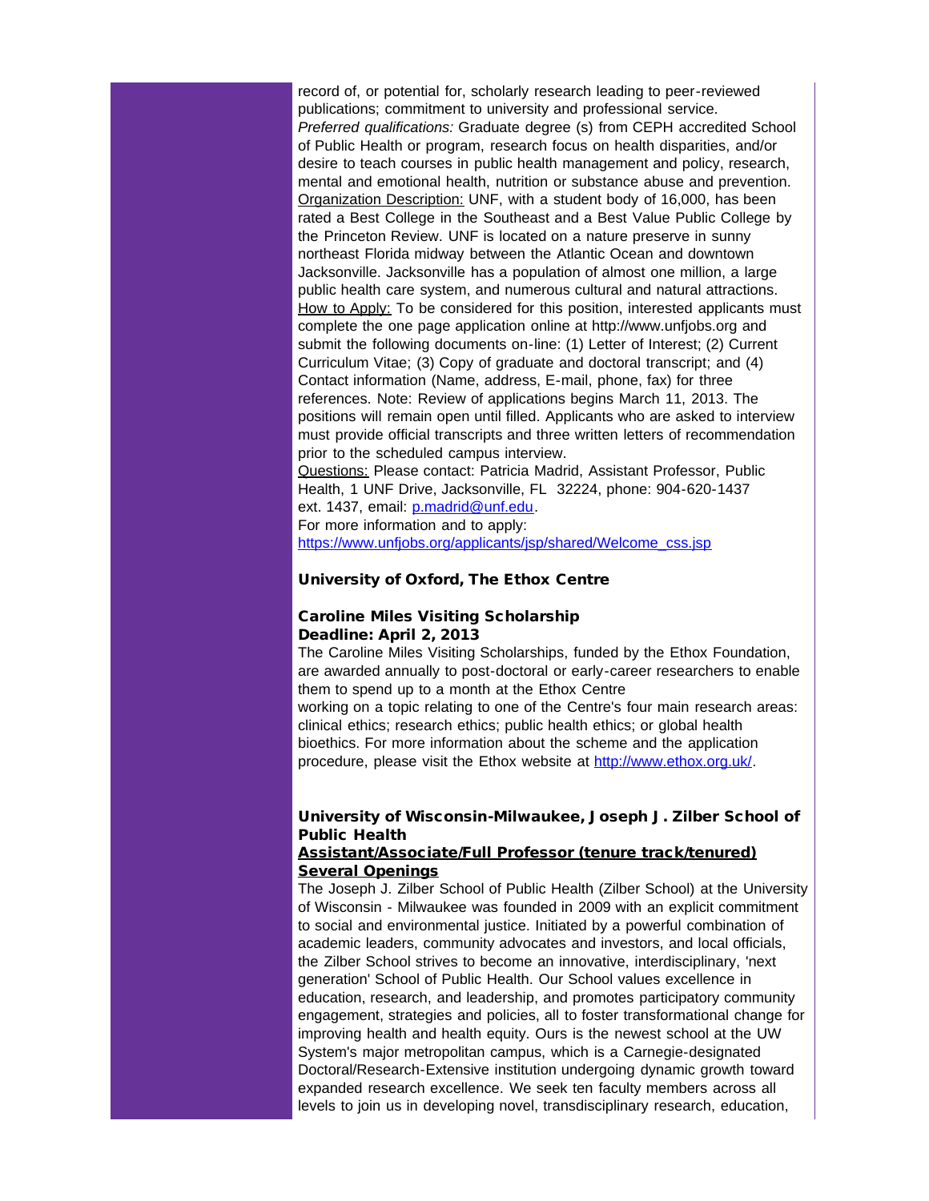record of, or potential for, scholarly research leading to peer-reviewed publications; commitment to university and professional service.

*Preferred qualifications:* Graduate degree (s) from CEPH accredited School of Public Health or program, research focus on health disparities, and/or desire to teach courses in public health management and policy, research, mental and emotional health, nutrition or substance abuse and prevention.

Organization Description: UNF, with a student body of 16,000, has been rated a Best College in the Southeast and a Best Value Public College by the Princeton Review. UNF is located on a nature preserve in sunny northeast Florida midway between the Atlantic Ocean and downtown Jacksonville. Jacksonville has a population of almost one million, a large public health care system, and numerous cultural and natural attractions.

How to Apply: To be considered for this position, interested applicants must complete the one page application online at http://www.unfjobs.org and submit the following documents on-line: (1) Letter of Interest; (2) Current Curriculum Vitae; (3) Copy of graduate and doctoral transcript; and (4) Contact information (Name, address, E-mail, phone, fax) for three references. Note: Review of applications begins March 11, 2013. The positions will remain open until filled. Applicants who are asked to interview must provide official transcripts and three written letters of recommendation prior to the scheduled campus interview.

Questions: Please contact: Patricia Madrid, Assistant Professor, Public Health, 1 UNF Drive, Jacksonville, FL 32224, phone: 904-620-1437 ext. 1437, email: p.madrid@unf.edu.

For more information and to apply:
https://www.unfjobs.org/applicants/jsp/shared/Welcome_css.jsp

### University of Oxford, The Ethox Centre

**Caroline Miles Visiting Scholarship**
**Deadline: April 2, 2013**

The Caroline Miles Visiting Scholarships, funded by the Ethox Foundation, are awarded annually to post-doctoral or early-career researchers to enable them to spend up to a month at the Ethox Centre working on a topic relating to one of the Centre's four main research areas: clinical ethics; research ethics; public health ethics; or global health bioethics. For more information about the scheme and the application procedure, please visit the Ethox website at http://www.ethox.org.uk/.

### University of Wisconsin-Milwaukee, Joseph J. Zilber School of Public Health

**Assistant/Associate/Full Professor (tenure track/tenured) Several Openings**

The Joseph J. Zilber School of Public Health (Zilber School) at the University of Wisconsin - Milwaukee was founded in 2009 with an explicit commitment to social and environmental justice. Initiated by a powerful combination of academic leaders, community advocates and investors, and local officials, the Zilber School strives to become an innovative, interdisciplinary, 'next generation' School of Public Health. Our School values excellence in education, research, and leadership, and promotes participatory community engagement, strategies and policies, all to foster transformational change for improving health and health equity. Ours is the newest school at the UW System's major metropolitan campus, which is a Carnegie-designated Doctoral/Research-Extensive institution undergoing dynamic growth toward expanded research excellence. We seek ten faculty members across all levels to join us in developing novel, transdisciplinary research, education,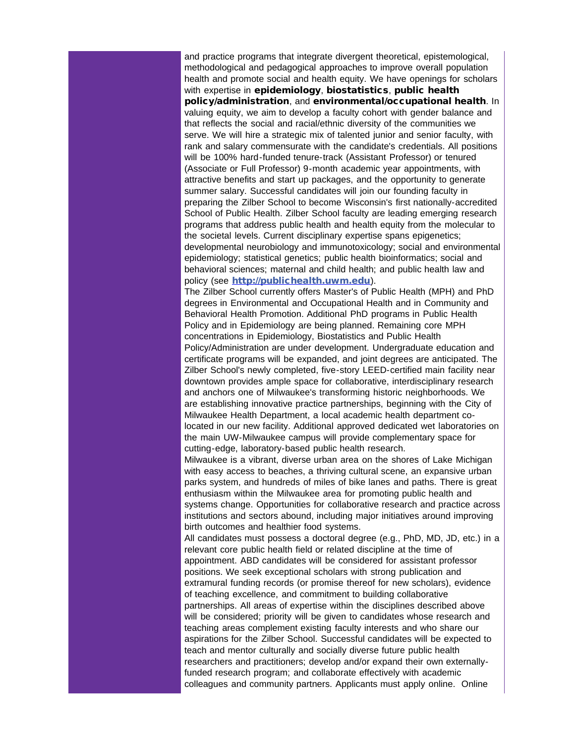and practice programs that integrate divergent theoretical, epistemological, methodological and pedagogical approaches to improve overall population health and promote social and health equity. We have openings for scholars with expertise in **epidemiology**, **biostatistics**, **public health policy/administration**, and **environmental/occupational health**. In valuing equity, we aim to develop a faculty cohort with gender balance and that reflects the social and racial/ethnic diversity of the communities we serve. We will hire a strategic mix of talented junior and senior faculty, with rank and salary commensurate with the candidate's credentials. All positions will be 100% hard-funded tenure-track (Assistant Professor) or tenured (Associate or Full Professor) 9-month academic year appointments, with attractive benefits and start up packages, and the opportunity to generate summer salary. Successful candidates will join our founding faculty in preparing the Zilber School to become Wisconsin's first nationally-accredited School of Public Health. Zilber School faculty are leading emerging research programs that address public health and health equity from the molecular to the societal levels. Current disciplinary expertise spans epigenetics; developmental neurobiology and immunotoxicology; social and environmental epidemiology; statistical genetics; public health bioinformatics; social and behavioral sciences; maternal and child health; and public health law and policy (see **http://publichealth.uwm.edu**).

The Zilber School currently offers Master's of Public Health (MPH) and PhD degrees in Environmental and Occupational Health and in Community and Behavioral Health Promotion. Additional PhD programs in Public Health Policy and in Epidemiology are being planned. Remaining core MPH concentrations in Epidemiology, Biostatistics and Public Health Policy/Administration are under development. Undergraduate education and certificate programs will be expanded, and joint degrees are anticipated. The Zilber School's newly completed, five-story LEED-certified main facility near downtown provides ample space for collaborative, interdisciplinary research and anchors one of Milwaukee's transforming historic neighborhoods. We are establishing innovative practice partnerships, beginning with the City of Milwaukee Health Department, a local academic health department co-located in our new facility. Additional approved dedicated wet laboratories on the main UW-Milwaukee campus will provide complementary space for cutting-edge, laboratory-based public health research.

Milwaukee is a vibrant, diverse urban area on the shores of Lake Michigan with easy access to beaches, a thriving cultural scene, an expansive urban parks system, and hundreds of miles of bike lanes and paths. There is great enthusiasm within the Milwaukee area for promoting public health and systems change. Opportunities for collaborative research and practice across institutions and sectors abound, including major initiatives around improving birth outcomes and healthier food systems.

All candidates must possess a doctoral degree (e.g., PhD, MD, JD, etc.) in a relevant core public health field or related discipline at the time of appointment. ABD candidates will be considered for assistant professor positions. We seek exceptional scholars with strong publication and extramural funding records (or promise thereof for new scholars), evidence of teaching excellence, and commitment to building collaborative partnerships. All areas of expertise within the disciplines described above will be considered; priority will be given to candidates whose research and teaching areas complement existing faculty interests and who share our aspirations for the Zilber School. Successful candidates will be expected to teach and mentor culturally and socially diverse future public health researchers and practitioners; develop and/or expand their own externally-funded research program; and collaborate effectively with academic colleagues and community partners. Applicants must apply online. Online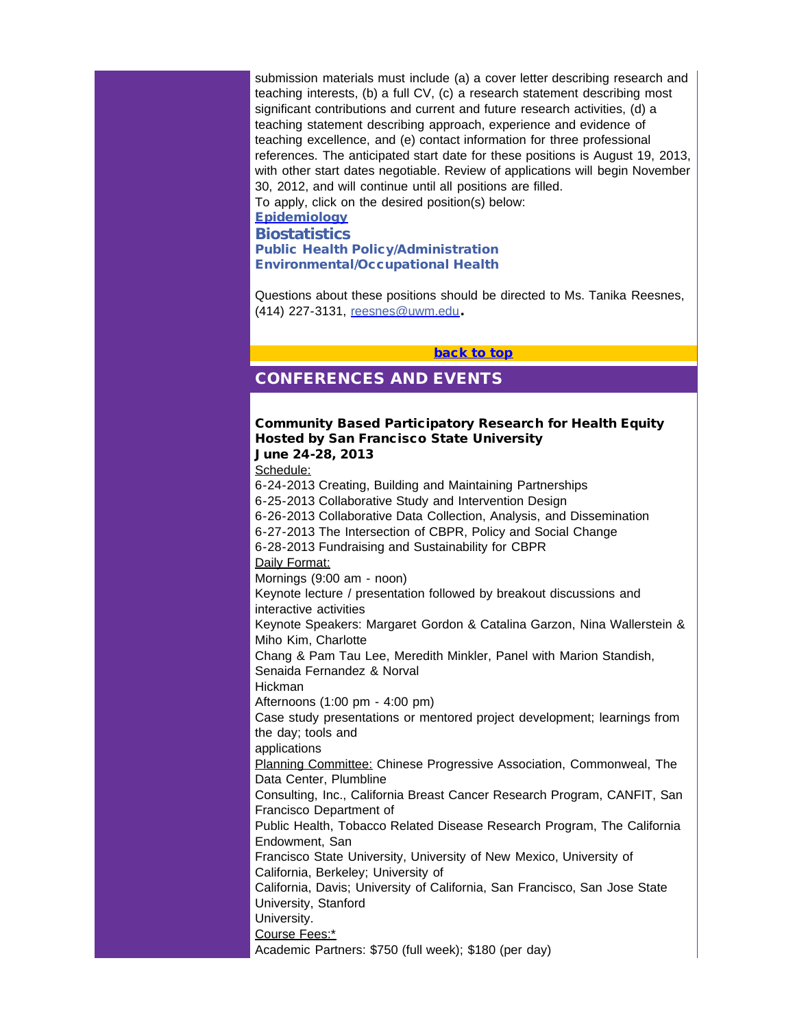submission materials must include (a) a cover letter describing research and teaching interests, (b) a full CV, (c) a research statement describing most significant contributions and current and future research activities, (d) a teaching statement describing approach, experience and evidence of teaching excellence, and (e) contact information for three professional references. The anticipated start date for these positions is August 19, 2013, with other start dates negotiable. Review of applications will begin November 30, 2012, and will continue until all positions are filled.

To apply, click on the desired position(s) below:

**Epidemiology**

**Biostatistics**

**Public Health Policy/Administration**

**Environmental/Occupational Health**

Questions about these positions should be directed to Ms. Tanika Reesnes, (414) 227-3131, reesnes@uwm.edu.

**back to top**

## CONFERENCES AND EVENTS

### Community Based Participatory Research for Health Equity Hosted by San Francisco State University June 24-28, 2013

Schedule:

6-24-2013 Creating, Building and Maintaining Partnerships
6-25-2013 Collaborative Study and Intervention Design
6-26-2013 Collaborative Data Collection, Analysis, and Dissemination
6-27-2013 The Intersection of CBPR, Policy and Social Change
6-28-2013 Fundraising and Sustainability for CBPR

Daily Format:

Mornings (9:00 am - noon)
Keynote lecture / presentation followed by breakout discussions and interactive activities
Keynote Speakers: Margaret Gordon & Catalina Garzon, Nina Wallerstein & Miho Kim, Charlotte Chang & Pam Tau Lee, Meredith Minkler, Panel with Marion Standish, Senaida Fernandez & Norval Hickman

Afternoons (1:00 pm - 4:00 pm)
Case study presentations or mentored project development; learnings from the day; tools and applications

Planning Committee: Chinese Progressive Association, Commonweal, The Data Center, Plumbline Consulting, Inc., California Breast Cancer Research Program, CANFIT, San Francisco Department of Public Health, Tobacco Related Disease Research Program, The California Endowment, San Francisco State University, University of New Mexico, University of California, Berkeley; University of California, Davis; University of California, San Francisco, San Jose State University, Stanford University.

Course Fees:*

Academic Partners: $750 (full week); $180 (per day)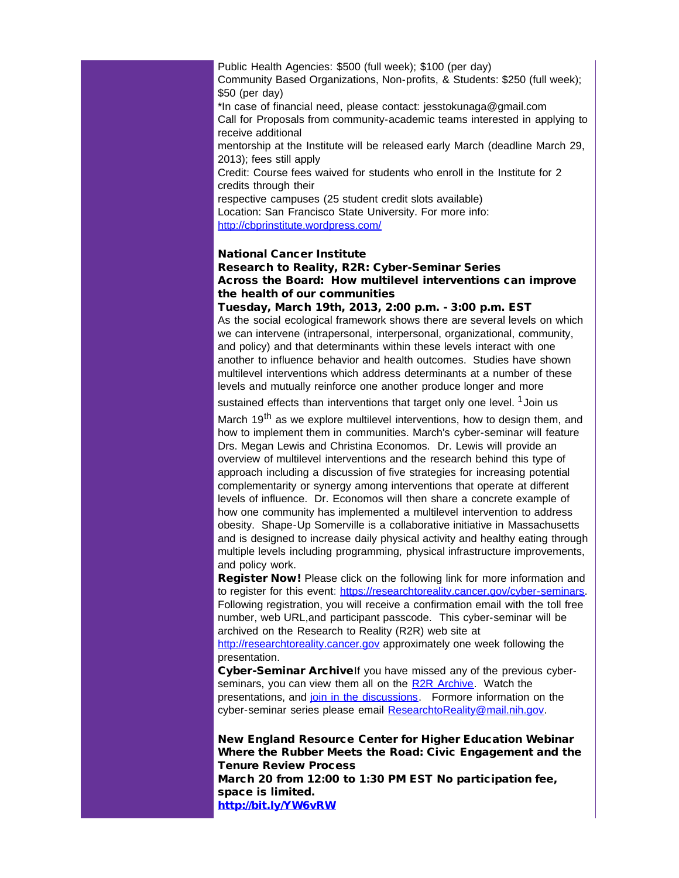Public Health Agencies: $500 (full week); $100 (per day)
Community Based Organizations, Non-profits, & Students: $250 (full week); $50 (per day)
*In case of financial need, please contact: jesstokunaga@gmail.com
Call for Proposals from community-academic teams interested in applying to receive additional
mentorship at the Institute will be released early March (deadline March 29, 2013); fees still apply
Credit: Course fees waived for students who enroll in the Institute for 2 credits through their
respective campuses (25 student credit slots available)
Location: San Francisco State University. For more info: [http://cbprinstitute.wordpress.com/](http://cbprinstitute.wordpress.com/)

**National Cancer Institute**
**Research to Reality, R2R: Cyber-Seminar Series**
**Across the Board: How multilevel interventions can improve the health of our communities**
**Tuesday, March 19th, 2013, 2:00 p.m. - 3:00 p.m. EST**
As the social ecological framework shows there are several levels on which we can intervene (intrapersonal, interpersonal, organizational, community, and policy) and that determinants within these levels interact with one another to influence behavior and health outcomes. Studies have shown multilevel interventions which address determinants at a number of these levels and mutually reinforce one another produce longer and more sustained effects than interventions that target only one level. [1] Join us March 19th as we explore multilevel interventions, how to design them, and how to implement them in communities. March's cyber-seminar will feature Drs. Megan Lewis and Christina Economos. Dr. Lewis will provide an overview of multilevel interventions and the research behind this type of approach including a discussion of five strategies for increasing potential complementarity or synergy among interventions that operate at different levels of influence. Dr. Economos will then share a concrete example of how one community has implemented a multilevel intervention to address obesity. Shape-Up Somerville is a collaborative initiative in Massachusetts and is designed to increase daily physical activity and healthy eating through multiple levels including programming, physical infrastructure improvements, and policy work.
**Register Now!** Please click on the following link for more information and to register for this event: [https://researchtoreality.cancer.gov/cyber-seminars](https://researchtoreality.cancer.gov/cyber-seminars). Following registration, you will receive a confirmation email with the toll free number, web URL,and participant passcode. This cyber-seminar will be archived on the Research to Reality (R2R) web site at [http://researchtoreality.cancer.gov](http://researchtoreality.cancer.gov) approximately one week following the presentation.
**Cyber-Seminar Archive**If you have missed any of the previous cyber-seminars, you can view them all on the R2R Archive. Watch the presentations, and join in the discussions. Formore information on the cyber-seminar series please email ResearchtoReality@mail.nih.gov.

**New England Resource Center for Higher Education Webinar**
**Where the Rubber Meets the Road: Civic Engagement and the Tenure Review Process**
**March 20 from 12:00 to 1:30 PM EST No participation fee, space is limited.**
**[http://bit.ly/YW6vRW](http://bit.ly/YW6vRW)**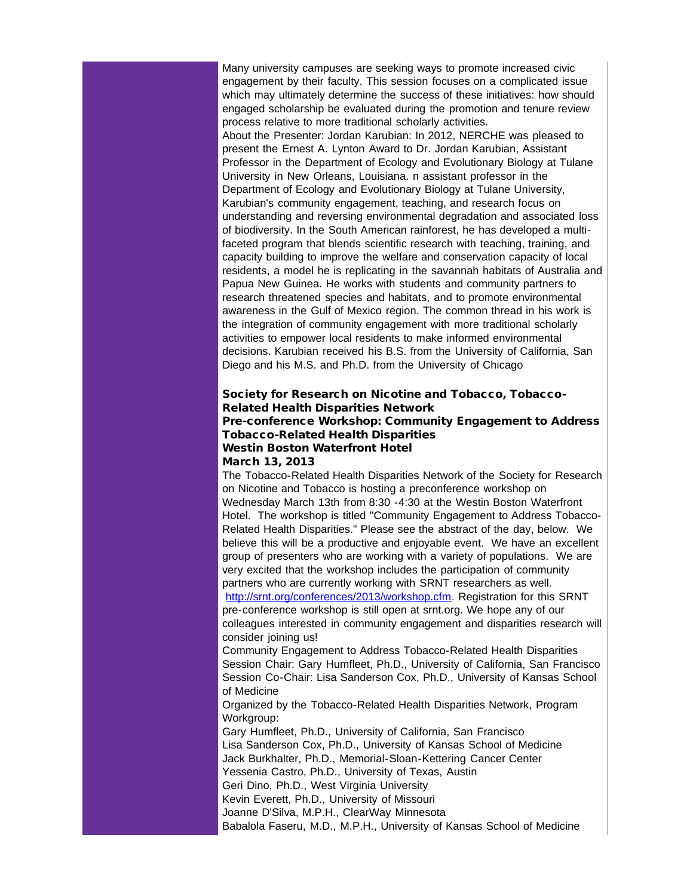Many university campuses are seeking ways to promote increased civic engagement by their faculty. This session focuses on a complicated issue which may ultimately determine the success of these initiatives: how should engaged scholarship be evaluated during the promotion and tenure review process relative to more traditional scholarly activities.

About the Presenter: Jordan Karubian: In 2012, NERCHE was pleased to present the Ernest A. Lynton Award to Dr. Jordan Karubian, Assistant Professor in the Department of Ecology and Evolutionary Biology at Tulane University in New Orleans, Louisiana. n assistant professor in the Department of Ecology and Evolutionary Biology at Tulane University, Karubian's community engagement, teaching, and research focus on understanding and reversing environmental degradation and associated loss of biodiversity. In the South American rainforest, he has developed a multi-faceted program that blends scientific research with teaching, training, and capacity building to improve the welfare and conservation capacity of local residents, a model he is replicating in the savannah habitats of Australia and Papua New Guinea. He works with students and community partners to research threatened species and habitats, and to promote environmental awareness in the Gulf of Mexico region. The common thread in his work is the integration of community engagement with more traditional scholarly activities to empower local residents to make informed environmental decisions. Karubian received his B.S. from the University of California, San Diego and his M.S. and Ph.D. from the University of Chicago

**Society for Research on Nicotine and Tobacco, Tobacco-Related Health Disparities Network**
**Pre-conference Workshop: Community Engagement to Address Tobacco-Related Health Disparities**
**Westin Boston Waterfront Hotel**
**March 13, 2013**

The Tobacco-Related Health Disparities Network of the Society for Research on Nicotine and Tobacco is hosting a preconference workshop on Wednesday March 13th from 8:30 -4:30 at the Westin Boston Waterfront Hotel. The workshop is titled "Community Engagement to Address Tobacco-Related Health Disparities." Please see the abstract of the day, below. We believe this will be a productive and enjoyable event. We have an excellent group of presenters who are working with a variety of populations. We are very excited that the workshop includes the participation of community partners who are currently working with SRNT researchers as well. http://srnt.org/conferences/2013/workshop.cfm. Registration for this SRNT pre-conference workshop is still open at srnt.org. We hope any of our colleagues interested in community engagement and disparities research will consider joining us!

Community Engagement to Address Tobacco-Related Health Disparities
Session Chair: Gary Humfleet, Ph.D., University of California, San Francisco
Session Co-Chair: Lisa Sanderson Cox, Ph.D., University of Kansas School of Medicine

Organized by the Tobacco-Related Health Disparities Network, Program Workgroup:

Gary Humfleet, Ph.D., University of California, San Francisco
Lisa Sanderson Cox, Ph.D., University of Kansas School of Medicine
Jack Burkhalter, Ph.D., Memorial-Sloan-Kettering Cancer Center
Yessenia Castro, Ph.D., University of Texas, Austin
Geri Dino, Ph.D., West Virginia University
Kevin Everett, Ph.D., University of Missouri
Joanne D'Silva, M.P.H., ClearWay Minnesota
Babalola Faseru, M.D., M.P.H., University of Kansas School of Medicine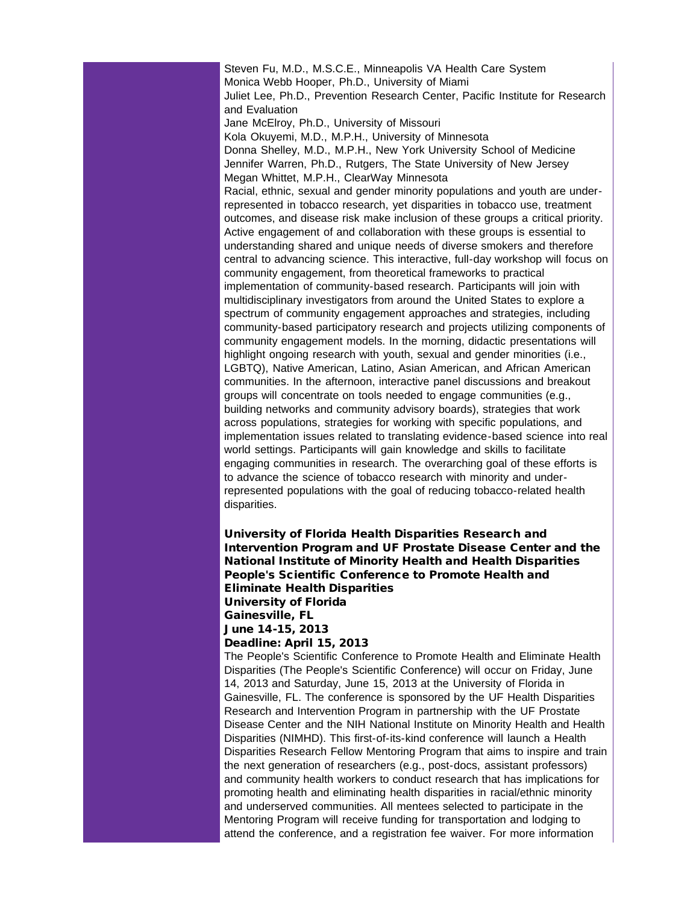Steven Fu, M.D., M.S.C.E., Minneapolis VA Health Care System
Monica Webb Hooper, Ph.D., University of Miami
Juliet Lee, Ph.D., Prevention Research Center, Pacific Institute for Research and Evaluation
Jane McElroy, Ph.D., University of Missouri
Kola Okuyemi, M.D., M.P.H., University of Minnesota
Donna Shelley, M.D., M.P.H., New York University School of Medicine
Jennifer Warren, Ph.D., Rutgers, The State University of New Jersey
Megan Whittet, M.P.H., ClearWay Minnesota

Racial, ethnic, sexual and gender minority populations and youth are under-represented in tobacco research, yet disparities in tobacco use, treatment outcomes, and disease risk make inclusion of these groups a critical priority. Active engagement of and collaboration with these groups is essential to understanding shared and unique needs of diverse smokers and therefore central to advancing science. This interactive, full-day workshop will focus on community engagement, from theoretical frameworks to practical implementation of community-based research. Participants will join with multidisciplinary investigators from around the United States to explore a spectrum of community engagement approaches and strategies, including community-based participatory research and projects utilizing components of community engagement models. In the morning, didactic presentations will highlight ongoing research with youth, sexual and gender minorities (i.e., LGBTQ), Native American, Latino, Asian American, and African American communities. In the afternoon, interactive panel discussions and breakout groups will concentrate on tools needed to engage communities (e.g., building networks and community advisory boards), strategies that work across populations, strategies for working with specific populations, and implementation issues related to translating evidence-based science into real world settings. Participants will gain knowledge and skills to facilitate engaging communities in research. The overarching goal of these efforts is to advance the science of tobacco research with minority and under-represented populations with the goal of reducing tobacco-related health disparities.

**University of Florida Health Disparities Research and Intervention Program and UF Prostate Disease Center and the National Institute of Minority Health and Health Disparities People's Scientific Conference to Promote Health and Eliminate Health Disparities**
**University of Florida**
**Gainesville, FL**
**June 14-15, 2013**
**Deadline: April 15, 2013**

The People's Scientific Conference to Promote Health and Eliminate Health Disparities (The People's Scientific Conference) will occur on Friday, June 14, 2013 and Saturday, June 15, 2013 at the University of Florida in Gainesville, FL. The conference is sponsored by the UF Health Disparities Research and Intervention Program in partnership with the UF Prostate Disease Center and the NIH National Institute on Minority Health and Health Disparities (NIMHD). This first-of-its-kind conference will launch a Health Disparities Research Fellow Mentoring Program that aims to inspire and train the next generation of researchers (e.g., post-docs, assistant professors) and community health workers to conduct research that has implications for promoting health and eliminating health disparities in racial/ethnic minority and underserved communities. All mentees selected to participate in the Mentoring Program will receive funding for transportation and lodging to attend the conference, and a registration fee waiver. For more information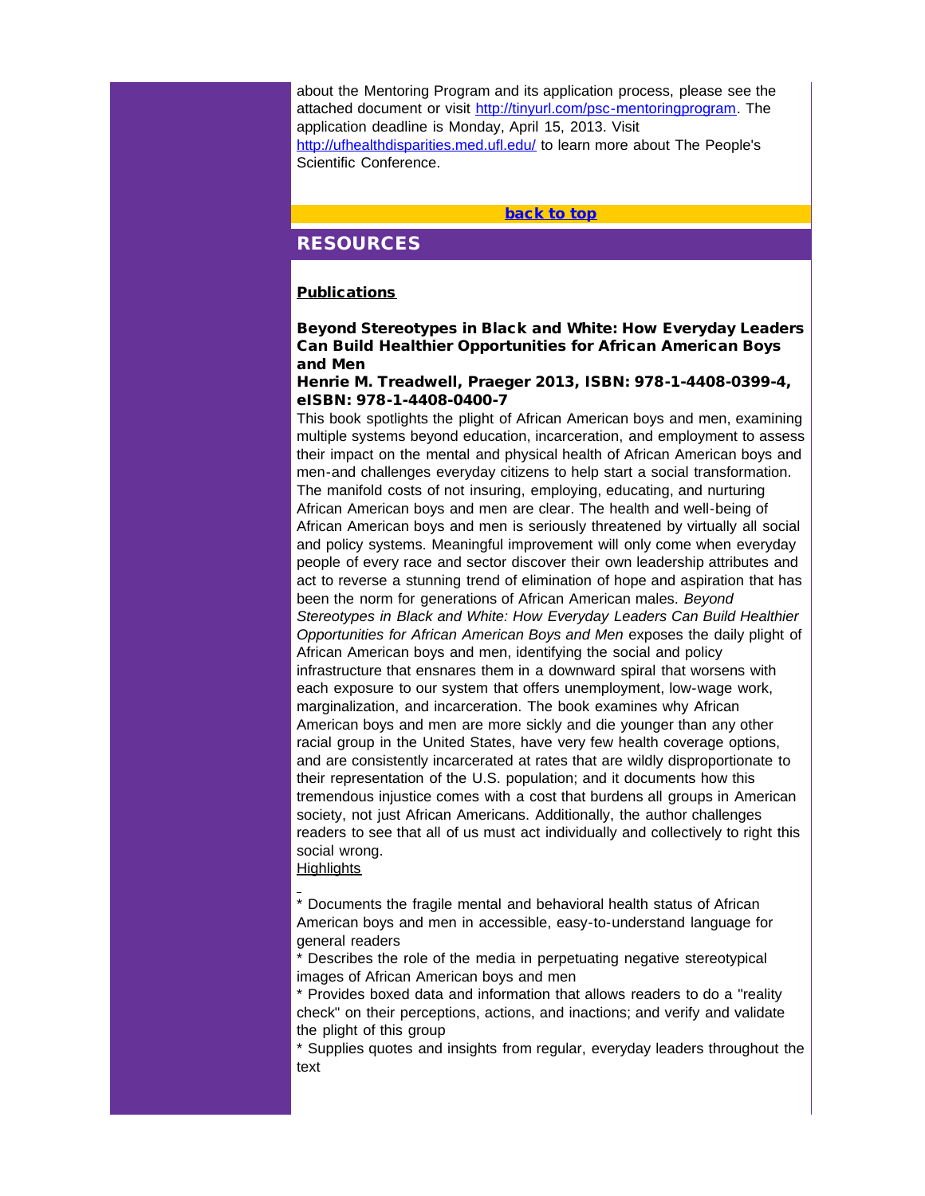about the Mentoring Program and its application process, please see the attached document or visit http://tinyurl.com/psc-mentoringprogram. The application deadline is Monday, April 15, 2013. Visit http://ufhealthdisparities.med.ufl.edu/ to learn more about The People's Scientific Conference.

back to top

## RESOURCES

### Publications

**Beyond Stereotypes in Black and White: How Everyday Leaders Can Build Healthier Opportunities for African American Boys and Men**
**Henrie M. Treadwell, Praeger 2013, ISBN: 978-1-4408-0399-4, eISBN: 978-1-4408-0400-7**

This book spotlights the plight of African American boys and men, examining multiple systems beyond education, incarceration, and employment to assess their impact on the mental and physical health of African American boys and men-and challenges everyday citizens to help start a social transformation. The manifold costs of not insuring, employing, educating, and nurturing African American boys and men are clear. The health and well-being of African American boys and men is seriously threatened by virtually all social and policy systems. Meaningful improvement will only come when everyday people of every race and sector discover their own leadership attributes and act to reverse a stunning trend of elimination of hope and aspiration that has been the norm for generations of African American males. *Beyond Stereotypes in Black and White: How Everyday Leaders Can Build Healthier Opportunities for African American Boys and Men* exposes the daily plight of African American boys and men, identifying the social and policy infrastructure that ensnares them in a downward spiral that worsens with each exposure to our system that offers unemployment, low-wage work, marginalization, and incarceration. The book examines why African American boys and men are more sickly and die younger than any other racial group in the United States, have very few health coverage options, and are consistently incarcerated at rates that are wildly disproportionate to their representation of the U.S. population; and it documents how this tremendous injustice comes with a cost that burdens all groups in American society, not just African Americans. Additionally, the author challenges readers to see that all of us must act individually and collectively to right this social wrong.

Highlights

* Documents the fragile mental and behavioral health status of African American boys and men in accessible, easy-to-understand language for general readers
* Describes the role of the media in perpetuating negative stereotypical images of African American boys and men
* Provides boxed data and information that allows readers to do a "reality check" on their perceptions, actions, and inactions; and verify and validate the plight of this group
* Supplies quotes and insights from regular, everyday leaders throughout the text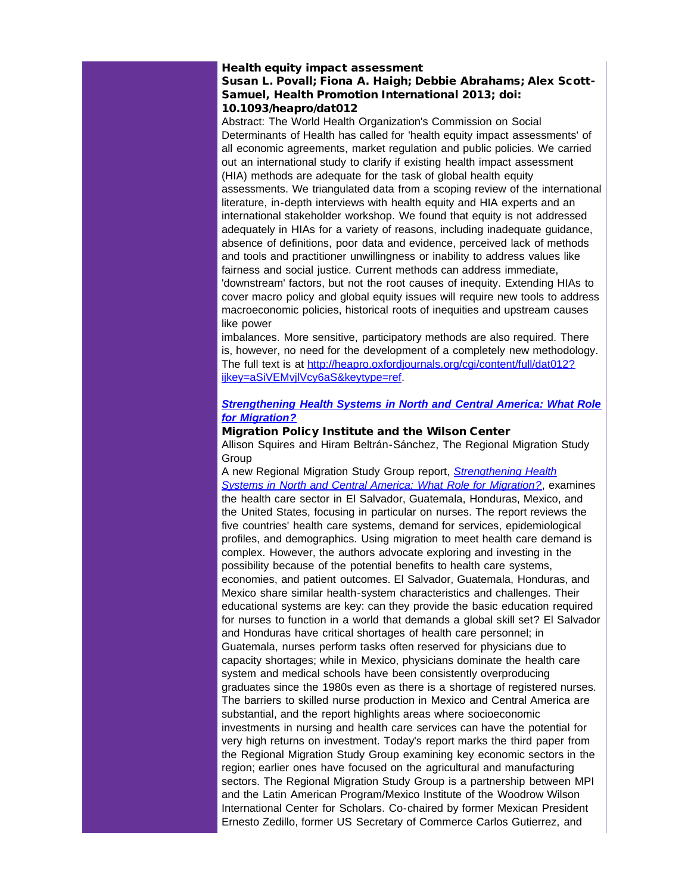**Health equity impact assessment**
**Susan L. Povall; Fiona A. Haigh; Debbie Abrahams; Alex Scott-Samuel, Health Promotion International 2013; doi: 10.1093/heapro/dat012**

Abstract: The World Health Organization's Commission on Social Determinants of Health has called for 'health equity impact assessments' of all economic agreements, market regulation and public policies. We carried out an international study to clarify if existing health impact assessment (HIA) methods are adequate for the task of global health equity assessments. We triangulated data from a scoping review of the international literature, in-depth interviews with health equity and HIA experts and an international stakeholder workshop. We found that equity is not addressed adequately in HIAs for a variety of reasons, including inadequate guidance, absence of definitions, poor data and evidence, perceived lack of methods and tools and practitioner unwillingness or inability to address values like fairness and social justice. Current methods can address immediate, 'downstream' factors, but not the root causes of inequity. Extending HIAs to cover macro policy and global equity issues will require new tools to address macroeconomic policies, historical roots of inequities and upstream causes like power imbalances. More sensitive, participatory methods are also required. There is, however, no need for the development of a completely new methodology. The full text is at http://heapro.oxfordjournals.org/cgi/content/full/dat012?ijkey=aSiVEMvjlVcy6aS&keytype=ref.

***Strengthening Health Systems in North and Central America: What Role for Migration?***

**Migration Policy Institute and the Wilson Center**

Allison Squires and Hiram Beltrán-Sánchez, The Regional Migration Study Group

A new Regional Migration Study Group report, *Strengthening Health Systems in North and Central America: What Role for Migration?*, examines the health care sector in El Salvador, Guatemala, Honduras, Mexico, and the United States, focusing in particular on nurses. The report reviews the five countries' health care systems, demand for services, epidemiological profiles, and demographics. Using migration to meet health care demand is complex. However, the authors advocate exploring and investing in the possibility because of the potential benefits to health care systems, economies, and patient outcomes. El Salvador, Guatemala, Honduras, and Mexico share similar health-system characteristics and challenges. Their educational systems are key: can they provide the basic education required for nurses to function in a world that demands a global skill set? El Salvador and Honduras have critical shortages of health care personnel; in Guatemala, nurses perform tasks often reserved for physicians due to capacity shortages; while in Mexico, physicians dominate the health care system and medical schools have been consistently overproducing graduates since the 1980s even as there is a shortage of registered nurses. The barriers to skilled nurse production in Mexico and Central America are substantial, and the report highlights areas where socioeconomic investments in nursing and health care services can have the potential for very high returns on investment. Today's report marks the third paper from the Regional Migration Study Group examining key economic sectors in the region; earlier ones have focused on the agricultural and manufacturing sectors. The Regional Migration Study Group is a partnership between MPI and the Latin American Program/Mexico Institute of the Woodrow Wilson International Center for Scholars. Co-chaired by former Mexican President Ernesto Zedillo, former US Secretary of Commerce Carlos Gutierrez, and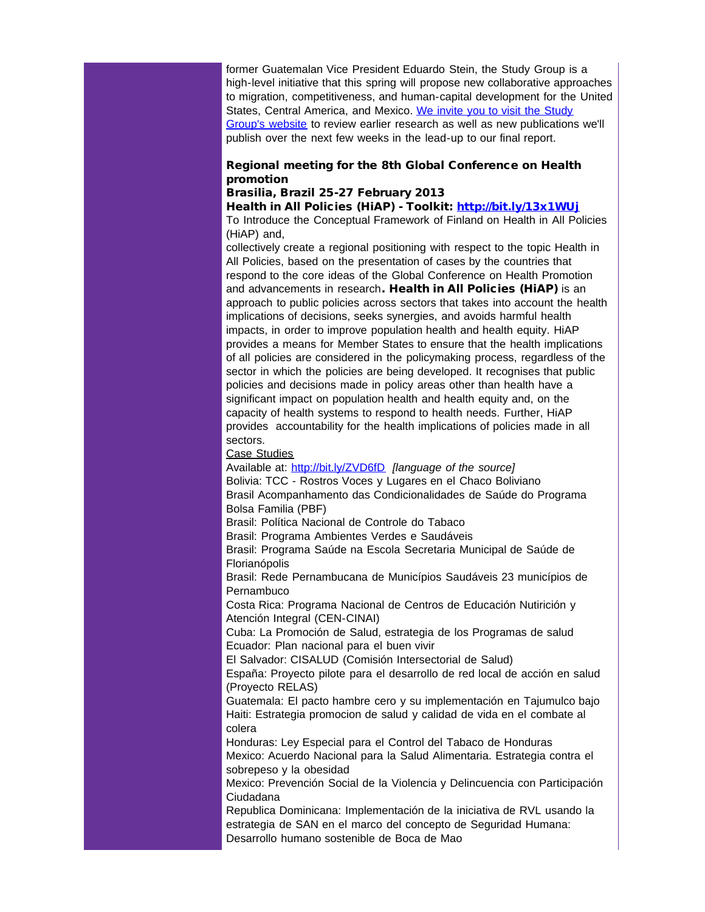former Guatemalan Vice President Eduardo Stein, the Study Group is a high-level initiative that this spring will propose new collaborative approaches to migration, competitiveness, and human-capital development for the United States, Central America, and Mexico. [We invite you to visit the Study Group's website] to review earlier research as well as new publications we'll publish over the next few weeks in the lead-up to our final report.

**Regional meeting for the 8th Global Conference on Health promotion**
**Brasilia, Brazil 25-27 February 2013**
**Health in All Policies (HiAP) - Toolkit: http://bit.ly/13x1WUj**

To Introduce the Conceptual Framework of Finland on Health in All Policies (HiAP) and,
collectively create a regional positioning with respect to the topic Health in All Policies, based on the presentation of cases by the countries that respond to the core ideas of the Global Conference on Health Promotion and advancements in research**. Health in All Policies (HiAP)** is an approach to public policies across sectors that takes into account the health implications of decisions, seeks synergies, and avoids harmful health impacts, in order to improve population health and health equity. HiAP provides a means for Member States to ensure that the health implications of all policies are considered in the policymaking process, regardless of the sector in which the policies are being developed. It recognises that public policies and decisions made in policy areas other than health have a significant impact on population health and health equity and, on the capacity of health systems to respond to health needs. Further, HiAP provides accountability for the health implications of policies made in all sectors.

Case Studies
Available at: http://bit.ly/ZVD6fD *[language of the source]*
Bolivia: TCC - Rostros Voces y Lugares en el Chaco Boliviano
Brasil Acompanhamento das Condicionalidades de Saúde do Programa Bolsa Familia (PBF)
Brasil: Política Nacional de Controle do Tabaco
Brasil: Programa Ambientes Verdes e Saudáveis
Brasil: Programa Saúde na Escola Secretaria Municipal de Saúde de Florianópolis
Brasil: Rede Pernambucana de Municípios Saudáveis 23 municípios de Pernambuco
Costa Rica: Programa Nacional de Centros de Educación Nutirición y Atención Integral (CEN-CINAI)
Cuba: La Promoción de Salud, estrategia de los Programas de salud
Ecuador: Plan nacional para el buen vivir
El Salvador: CISALUD (Comisión Intersectorial de Salud)
España: Proyecto pilote para el desarrollo de red local de acción en salud (Proyecto RELAS)
Guatemala: El pacto hambre cero y su implementación en Tajumulco bajo
Haiti: Estrategia promocion de salud y calidad de vida en el combate al colera
Honduras: Ley Especial para el Control del Tabaco de Honduras
Mexico: Acuerdo Nacional para la Salud Alimentaria. Estrategia contra el sobrepeso y la obesidad
Mexico: Prevención Social de la Violencia y Delincuencia con Participación Ciudadana
Republica Dominicana: Implementación de la iniciativa de RVL usando la estrategia de SAN en el marco del concepto de Seguridad Humana: Desarrollo humano sostenible de Boca de Mao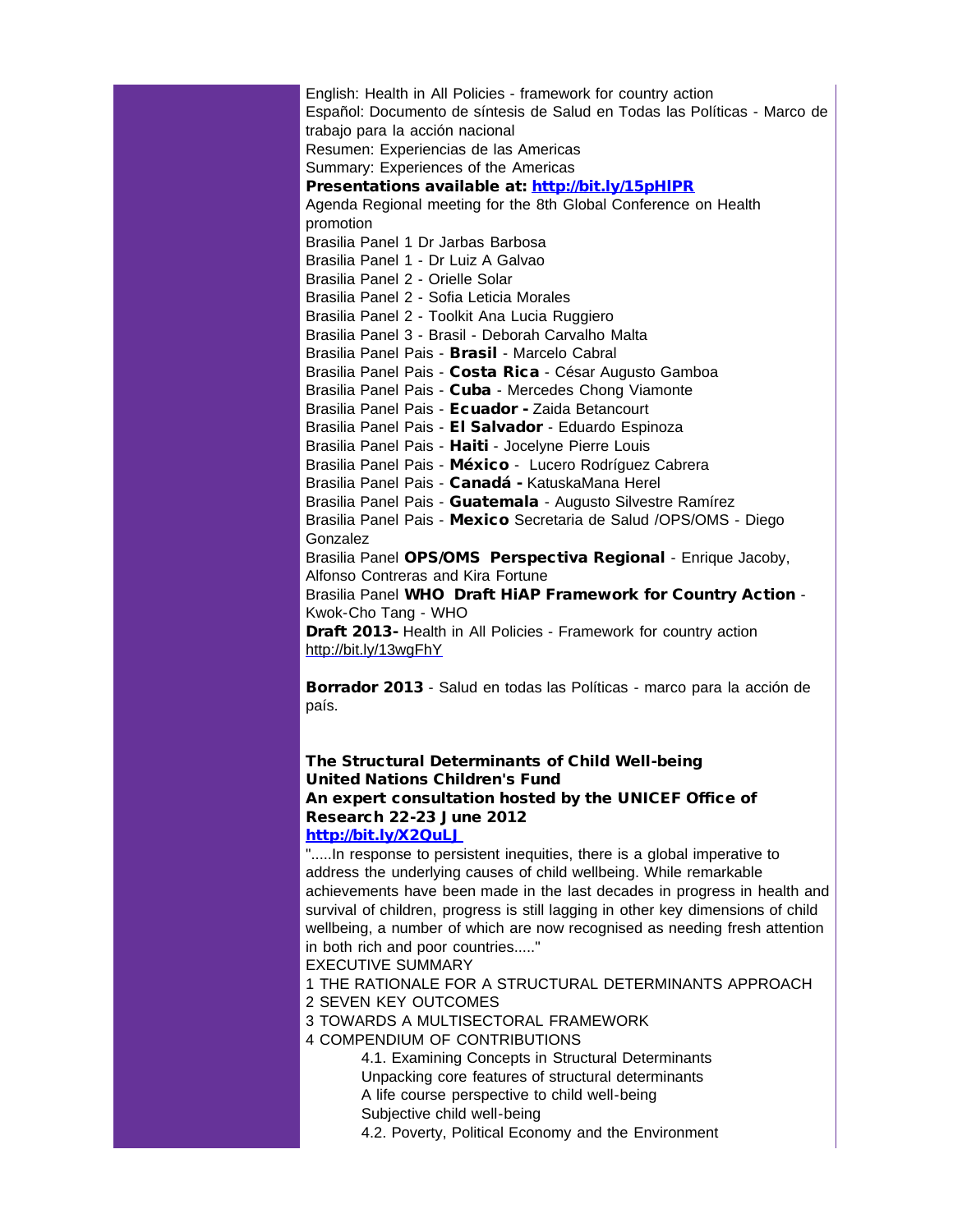English: Health in All Policies - framework for country action
Español: Documento de síntesis de Salud en Todas las Políticas - Marco de trabajo para la acción nacional
Resumen: Experiencias de las Americas
Summary: Experiences of the Americas
**Presentations available at: http://bit.ly/15pHlPR**
Agenda Regional meeting for the 8th Global Conference on Health promotion
Brasilia Panel 1 Dr Jarbas Barbosa
Brasilia Panel 1 - Dr Luiz A Galvao
Brasilia Panel 2 - Orielle Solar
Brasilia Panel 2 - Sofia Leticia Morales
Brasilia Panel 2 - Toolkit Ana Lucia Ruggiero
Brasilia Panel 3 - Brasil - Deborah Carvalho Malta
Brasilia Panel Pais - **Brasil** - Marcelo Cabral
Brasilia Panel Pais - **Costa Rica** - César Augusto Gamboa
Brasilia Panel Pais - **Cuba** - Mercedes Chong Viamonte
Brasilia Panel Pais - **Ecuador -** Zaida Betancourt
Brasilia Panel Pais - **El Salvador** - Eduardo Espinoza
Brasilia Panel Pais - **Haiti** - Jocelyne Pierre Louis
Brasilia Panel Pais - **México** - Lucero Rodríguez Cabrera
Brasilia Panel Pais - **Canadá -** KatuskaMana Herel
Brasilia Panel Pais - **Guatemala** - Augusto Silvestre Ramírez
Brasilia Panel Pais - **Mexico** Secretaria de Salud /OPS/OMS - Diego Gonzalez
Brasilia Panel **OPS/OMS Perspectiva Regional** - Enrique Jacoby, Alfonso Contreras and Kira Fortune
Brasilia Panel **WHO Draft HiAP Framework for Country Action** - Kwok-Cho Tang - WHO
**Draft 2013-** Health in All Policies - Framework for country action
http://bit.ly/13wgFhY

**Borrador 2013** - Salud en todas las Políticas - marco para la acción de país.

**The Structural Determinants of Child Well-being**
**United Nations Children's Fund**
**An expert consultation hosted by the UNICEF Office of Research 22-23 June 2012**
**http://bit.ly/X2QuLJ**

".....In response to persistent inequities, there is a global imperative to address the underlying causes of child wellbeing. While remarkable achievements have been made in the last decades in progress in health and survival of children, progress is still lagging in other key dimensions of child wellbeing, a number of which are now recognised as needing fresh attention in both rich and poor countries....."

EXECUTIVE SUMMARY
1 THE RATIONALE FOR A STRUCTURAL DETERMINANTS APPROACH
2 SEVEN KEY OUTCOMES
3 TOWARDS A MULTISECTORAL FRAMEWORK
4 COMPENDIUM OF CONTRIBUTIONS
- 4.1. Examining Concepts in Structural Determinants
- Unpacking core features of structural determinants
- A life course perspective to child well-being
- Subjective child well-being
- 4.2. Poverty, Political Economy and the Environment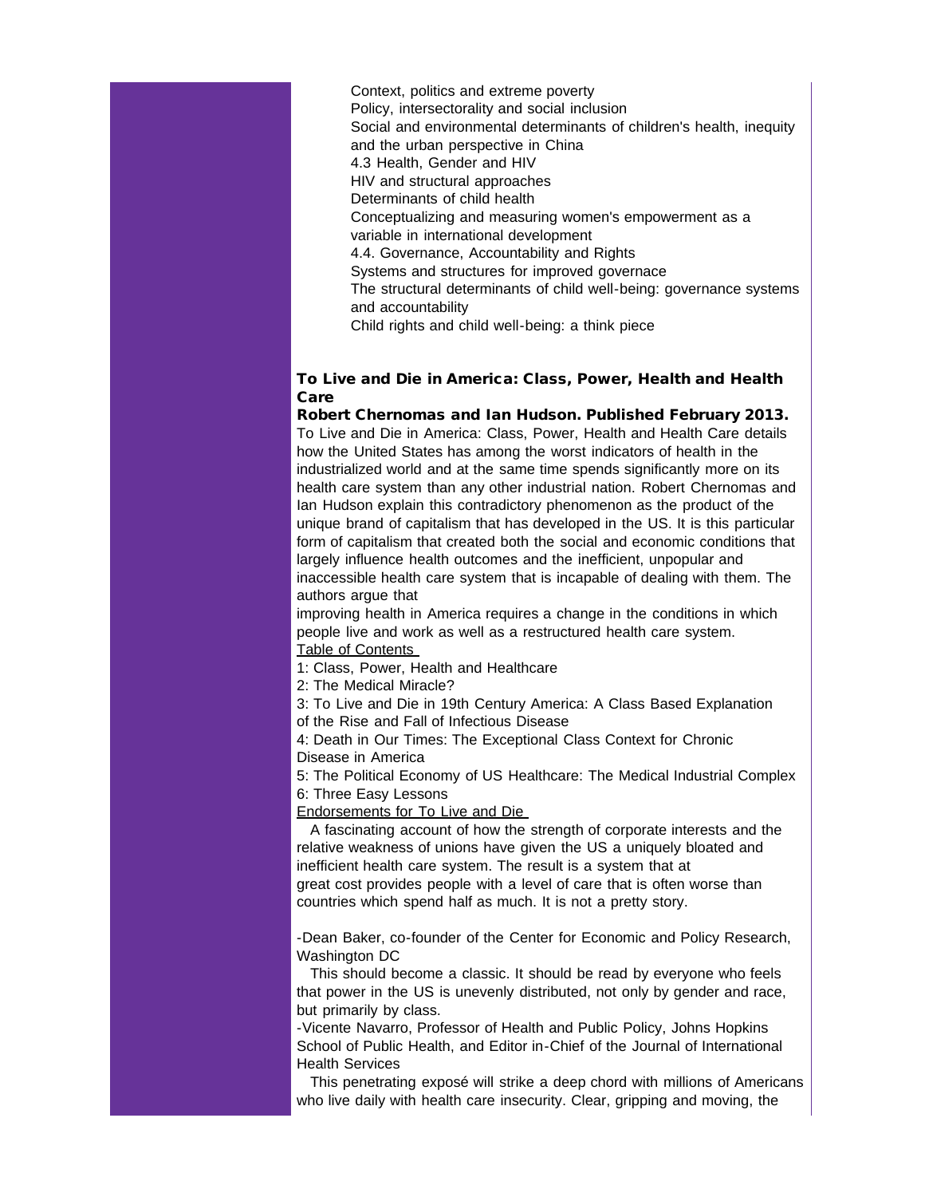Context, politics and extreme poverty
Policy, intersectorality and social inclusion
Social and environmental determinants of children's health, inequity and the urban perspective in China
4.3 Health, Gender and HIV
HIV and structural approaches
Determinants of child health
Conceptualizing and measuring women's empowerment as a variable in international development
4.4. Governance, Accountability and Rights
Systems and structures for improved governace
The structural determinants of child well-being: governance systems and accountability
Child rights and child well-being: a think piece

### To Live and Die in America: Class, Power, Health and Health Care

**Robert Chernomas and Ian Hudson. Published February 2013.**

To Live and Die in America: Class, Power, Health and Health Care details how the United States has among the worst indicators of health in the industrialized world and at the same time spends significantly more on its health care system than any other industrial nation. Robert Chernomas and Ian Hudson explain this contradictory phenomenon as the product of the unique brand of capitalism that has developed in the US. It is this particular form of capitalism that created both the social and economic conditions that largely influence health outcomes and the inefficient, unpopular and inaccessible health care system that is incapable of dealing with them. The authors argue that
improving health in America requires a change in the conditions in which people live and work as well as a restructured health care system.

Table of Contents

1: Class, Power, Health and Healthcare
2: The Medical Miracle?
3: To Live and Die in 19th Century America: A Class Based Explanation of the Rise and Fall of Infectious Disease
4: Death in Our Times: The Exceptional Class Context for Chronic Disease in America
5: The Political Economy of US Healthcare: The Medical Industrial Complex
6: Three Easy Lessons

Endorsements for To Live and Die

A fascinating account of how the strength of corporate interests and the relative weakness of unions have given the US a uniquely bloated and inefficient health care system. The result is a system that at great cost provides people with a level of care that is often worse than countries which spend half as much. It is not a pretty story.

-Dean Baker, co-founder of the Center for Economic and Policy Research, Washington DC

This should become a classic. It should be read by everyone who feels that power in the US is unevenly distributed, not only by gender and race, but primarily by class.
-Vicente Navarro, Professor of Health and Public Policy, Johns Hopkins School of Public Health, and Editor in-Chief of the Journal of International Health Services

This penetrating exposé will strike a deep chord with millions of Americans who live daily with health care insecurity. Clear, gripping and moving, the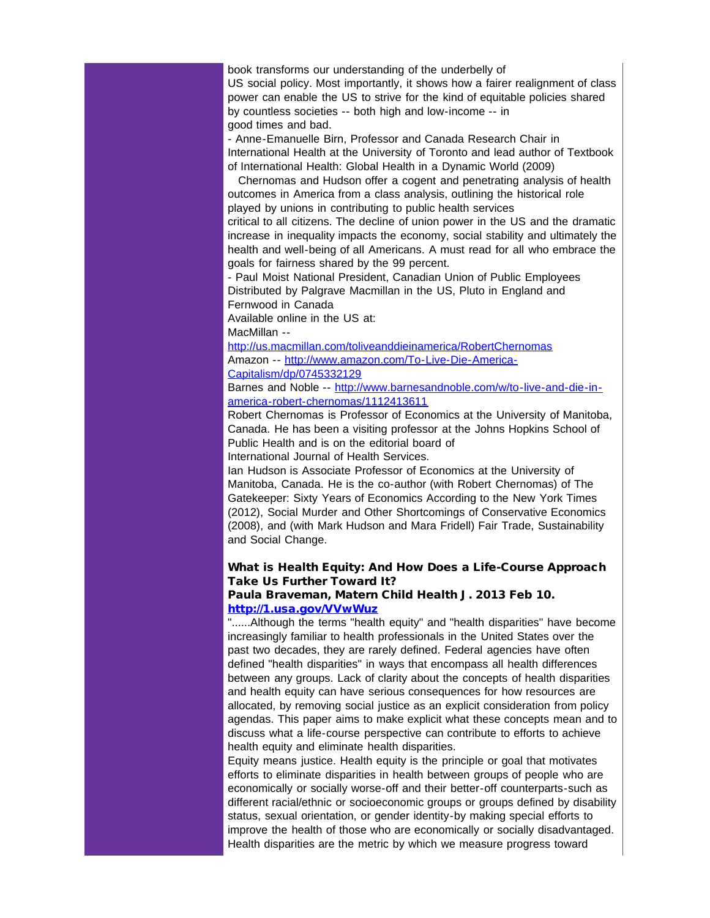book transforms our understanding of the underbelly of US social policy. Most importantly, it shows how a fairer realignment of class power can enable the US to strive for the kind of equitable policies shared by countless societies -- both high and low-income -- in good times and bad.

- Anne-Emanuelle Birn, Professor and Canada Research Chair in International Health at the University of Toronto and lead author of Textbook of International Health: Global Health in a Dynamic World (2009)

Chernomas and Hudson offer a cogent and penetrating analysis of health outcomes in America from a class analysis, outlining the historical role played by unions in contributing to public health services critical to all citizens. The decline of union power in the US and the dramatic increase in inequality impacts the economy, social stability and ultimately the health and well-being of all Americans. A must read for all who embrace the goals for fairness shared by the 99 percent.

- Paul Moist National President, Canadian Union of Public Employees

Distributed by Palgrave Macmillan in the US, Pluto in England and Fernwood in Canada

Available online in the US at:

MacMillan -- [http://us.macmillan.com/toliveanddieinamerica/RobertChernomas](http://us.macmillan.com/toliveanddieinamerica/RobertChernomas)

Amazon -- [http://www.amazon.com/To-Live-Die-America-Capitalism/dp/0745332129](http://www.amazon.com/To-Live-Die-America-Capitalism/dp/0745332129)

Barnes and Noble -- [http://www.barnesandnoble.com/w/to-live-and-die-in-america-robert-chernomas/1112413611](http://www.barnesandnoble.com/w/to-live-and-die-in-america-robert-chernomas/1112413611)

Robert Chernomas is Professor of Economics at the University of Manitoba, Canada. He has been a visiting professor at the Johns Hopkins School of Public Health and is on the editorial board of International Journal of Health Services.

Ian Hudson is Associate Professor of Economics at the University of Manitoba, Canada. He is the co-author (with Robert Chernomas) of The Gatekeeper: Sixty Years of Economics According to the New York Times (2012), Social Murder and Other Shortcomings of Conservative Economics (2008), and (with Mark Hudson and Mara Fridell) Fair Trade, Sustainability and Social Change.

**What is Health Equity: And How Does a Life-Course Approach Take Us Further Toward It?**
**Paula Braveman, Matern Child Health J. 2013 Feb 10.**
**[http://1.usa.gov/VVwWuz](http://1.usa.gov/VVwWuz)**

"......Although the terms "health equity" and "health disparities" have become increasingly familiar to health professionals in the United States over the past two decades, they are rarely defined. Federal agencies have often defined "health disparities" in ways that encompass all health differences between any groups. Lack of clarity about the concepts of health disparities and health equity can have serious consequences for how resources are allocated, by removing social justice as an explicit consideration from policy agendas. This paper aims to make explicit what these concepts mean and to discuss what a life-course perspective can contribute to efforts to achieve health equity and eliminate health disparities.

Equity means justice. Health equity is the principle or goal that motivates efforts to eliminate disparities in health between groups of people who are economically or socially worse-off and their better-off counterparts-such as different racial/ethnic or socioeconomic groups or groups defined by disability status, sexual orientation, or gender identity-by making special efforts to improve the health of those who are economically or socially disadvantaged. Health disparities are the metric by which we measure progress toward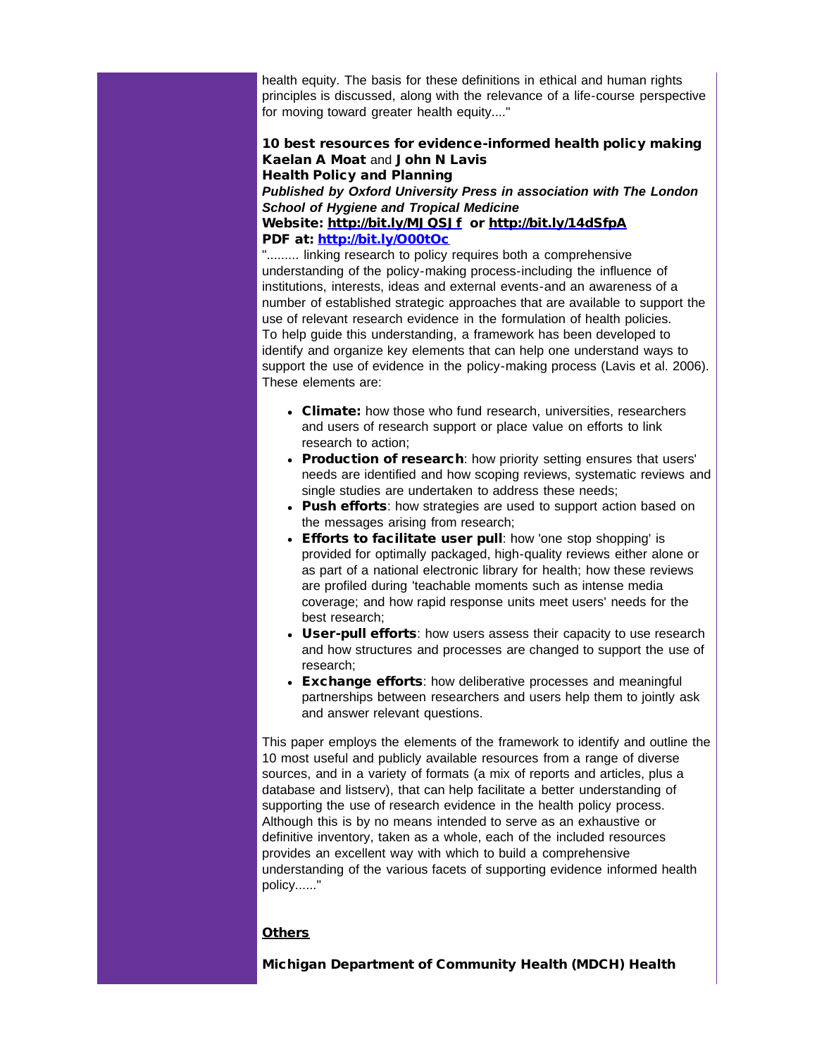health equity. The basis for these definitions in ethical and human rights principles is discussed, along with the relevance of a life-course perspective for moving toward greater health equity...."

**10 best resources for evidence-informed health policy making**
**Kaelan A Moat** and **John N Lavis**
**Health Policy and Planning**
***Published by Oxford University Press in association with The London School of Hygiene and Tropical Medicine***
**Website: http://bit.ly/MJQSJf or http://bit.ly/14dSfpA**
**PDF at: http://bit.ly/O00tOc**

"......... linking research to policy requires both a comprehensive understanding of the policy-making process-including the influence of institutions, interests, ideas and external events-and an awareness of a number of established strategic approaches that are available to support the use of relevant research evidence in the formulation of health policies.
To help guide this understanding, a framework has been developed to identify and organize key elements that can help one understand ways to support the use of evidence in the policy-making process (Lavis et al. 2006). These elements are:

- **Climate:** how those who fund research, universities, researchers and users of research support or place value on efforts to link research to action;
- **Production of research**: how priority setting ensures that users' needs are identified and how scoping reviews, systematic reviews and single studies are undertaken to address these needs;
- **Push efforts**: how strategies are used to support action based on the messages arising from research;
- **Efforts to facilitate user pull**: how 'one stop shopping' is provided for optimally packaged, high-quality reviews either alone or as part of a national electronic library for health; how these reviews are profiled during 'teachable moments such as intense media coverage; and how rapid response units meet users' needs for the best research;
- **User-pull efforts**: how users assess their capacity to use research and how structures and processes are changed to support the use of research;
- **Exchange efforts**: how deliberative processes and meaningful partnerships between researchers and users help them to jointly ask and answer relevant questions.

This paper employs the elements of the framework to identify and outline the 10 most useful and publicly available resources from a range of diverse sources, and in a variety of formats (a mix of reports and articles, plus a database and listserv), that can help facilitate a better understanding of supporting the use of research evidence in the health policy process. Although this is by no means intended to serve as an exhaustive or definitive inventory, taken as a whole, each of the included resources provides an excellent way with which to build a comprehensive understanding of the various facets of supporting evidence informed health policy......"

**Others**

**Michigan Department of Community Health (MDCH) Health**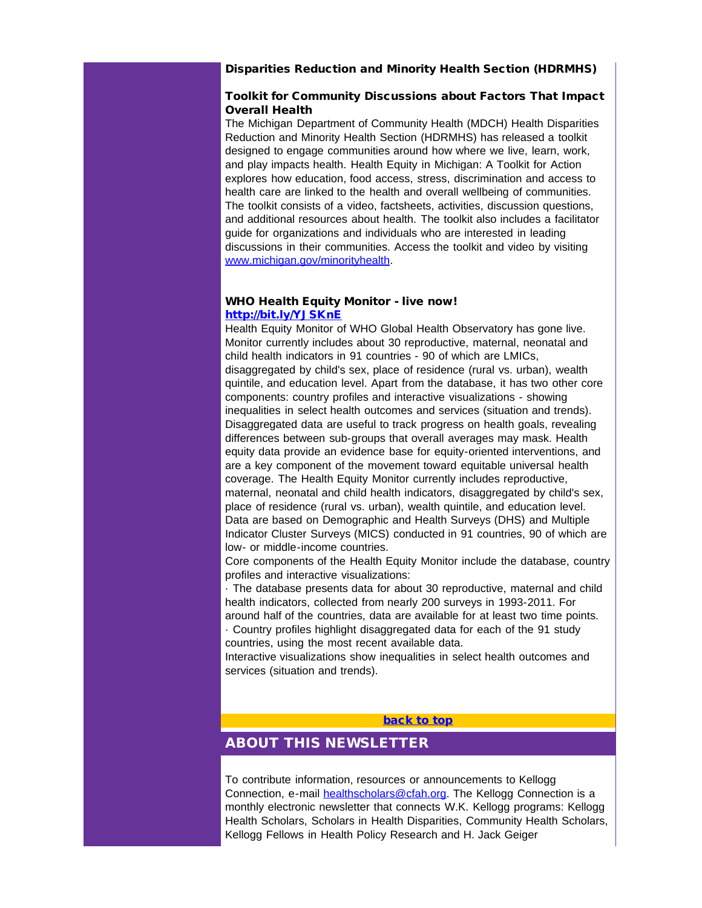### Disparities Reduction and Minority Health Section (HDRMHS)

#### Toolkit for Community Discussions about Factors That Impact Overall Health

The Michigan Department of Community Health (MDCH) Health Disparities Reduction and Minority Health Section (HDRMHS) has released a toolkit designed to engage communities around how where we live, learn, work, and play impacts health. Health Equity in Michigan: A Toolkit for Action explores how education, food access, stress, discrimination and access to health care are linked to the health and overall wellbeing of communities. The toolkit consists of a video, factsheets, activities, discussion questions, and additional resources about health. The toolkit also includes a facilitator guide for organizations and individuals who are interested in leading discussions in their communities. Access the toolkit and video by visiting [www.michigan.gov/minorityhealth](www.michigan.gov/minorityhealth).

#### WHO Health Equity Monitor - live now!
**[http://bit.ly/YJSKnE](http://bit.ly/YJSKnE)**

Health Equity Monitor of WHO Global Health Observatory has gone live. Monitor currently includes about 30 reproductive, maternal, neonatal and child health indicators in 91 countries - 90 of which are LMICs, disaggregated by child's sex, place of residence (rural vs. urban), wealth quintile, and education level. Apart from the database, it has two other core components: country profiles and interactive visualizations - showing inequalities in select health outcomes and services (situation and trends). Disaggregated data are useful to track progress on health goals, revealing differences between sub-groups that overall averages may mask. Health equity data provide an evidence base for equity-oriented interventions, and are a key component of the movement toward equitable universal health coverage. The Health Equity Monitor currently includes reproductive, maternal, neonatal and child health indicators, disaggregated by child's sex, place of residence (rural vs. urban), wealth quintile, and education level. Data are based on Demographic and Health Surveys (DHS) and Multiple Indicator Cluster Surveys (MICS) conducted in 91 countries, 90 of which are low- or middle-income countries.

Core components of the Health Equity Monitor include the database, country profiles and interactive visualizations:

· The database presents data for about 30 reproductive, maternal and child health indicators, collected from nearly 200 surveys in 1993-2011. For around half of the countries, data are available for at least two time points.

· Country profiles highlight disaggregated data for each of the 91 study countries, using the most recent available data.

Interactive visualizations show inequalities in select health outcomes and services (situation and trends).

**back to top**

## ABOUT THIS NEWSLETTER

To contribute information, resources or announcements to Kellogg Connection, e-mail [healthscholars@cfah.org](mailto:healthscholars@cfah.org). The Kellogg Connection is a monthly electronic newsletter that connects W.K. Kellogg programs: Kellogg Health Scholars, Scholars in Health Disparities, Community Health Scholars, Kellogg Fellows in Health Policy Research and H. Jack Geiger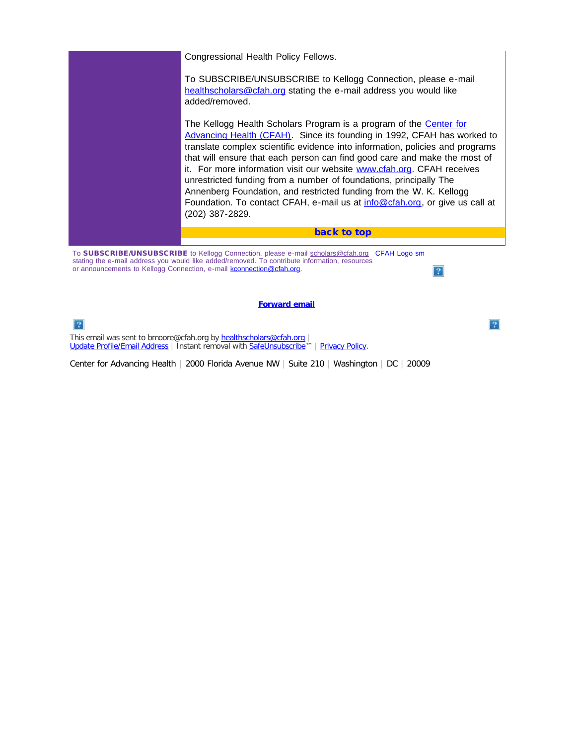Congressional Health Policy Fellows.

To SUBSCRIBE/UNSUBSCRIBE to Kellogg Connection, please e-mail healthscholars@cfah.org stating the e-mail address you would like added/removed.

The Kellogg Health Scholars Program is a program of the Center for Advancing Health (CFAH). Since its founding in 1992, CFAH has worked to translate complex scientific evidence into information, policies and programs that will ensure that each person can find good care and make the most of it. For more information visit our website www.cfah.org. CFAH receives unrestricted funding from a number of foundations, principally The Annenberg Foundation, and restricted funding from the W. K. Kellogg Foundation. To contact CFAH, e-mail us at info@cfah.org, or give us call at (202) 387-2829.

**back to top**

To **SUBSCRIBE/UNSUBSCRIBE** to Kellogg Connection, please e-mail scholars@cfah.org stating the e-mail address you would like added/removed. To contribute information, resources or announcements to Kellogg Connection, e-mail kconnection@cfah.org.

CFAH Logo sm

**Forward email**

This email was sent to bmoore@cfah.org by healthscholars@cfah.org | Update Profile/Email Address | Instant removal with SafeUnsubscribe™ | Privacy Policy.

Center for Advancing Health | 2000 Florida Avenue NW | Suite 210 | Washington | DC | 20009